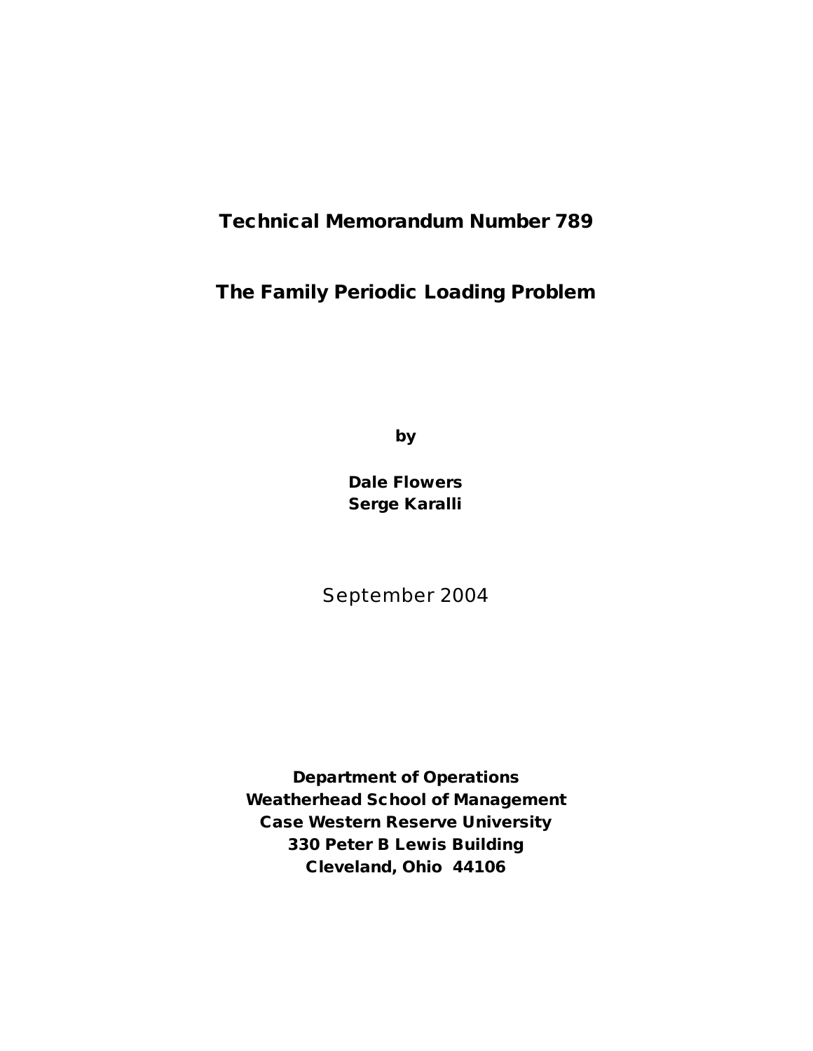# Technical Memorandum Number 789

# The Family Periodic Loading Problem

**by**

**Dale Flowers**
**Serge Karalli**

September 2004

**Department of Operations**
**Weatherhead School of Management**
**Case Western Reserve University**
**330 Peter B Lewis Building**
**Cleveland, Ohio 44106**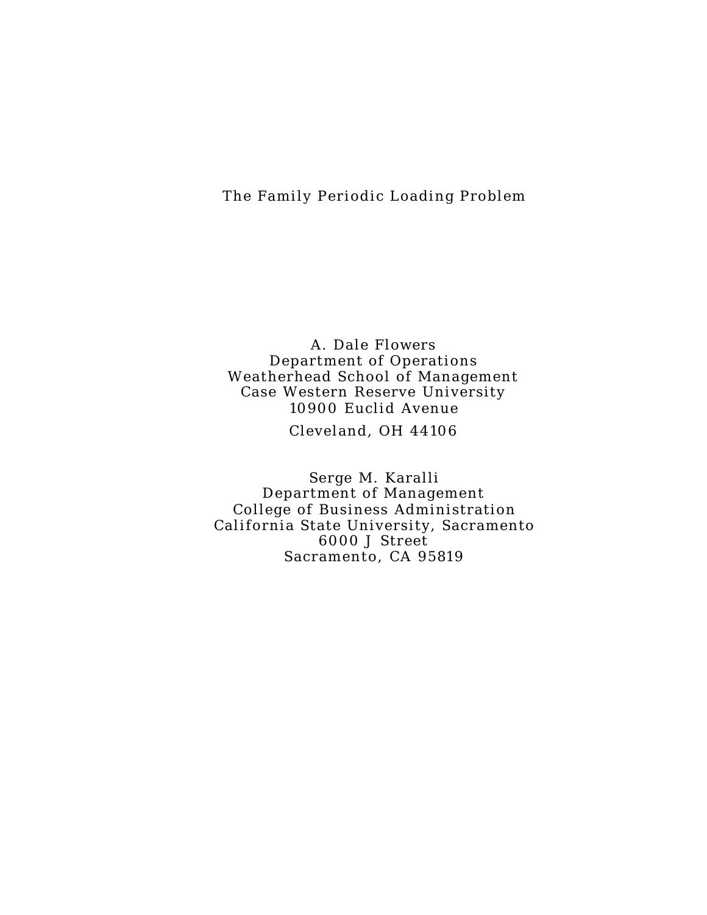# The Family Periodic Loading Problem

A. Dale Flowers
Department of Operations
Weatherhead School of Management
Case Western Reserve University
10900 Euclid Avenue
Cleveland, OH 44106

Serge M. Karalli
Department of Management
College of Business Administration
California State University, Sacramento
6000 J Street
Sacramento, CA 95819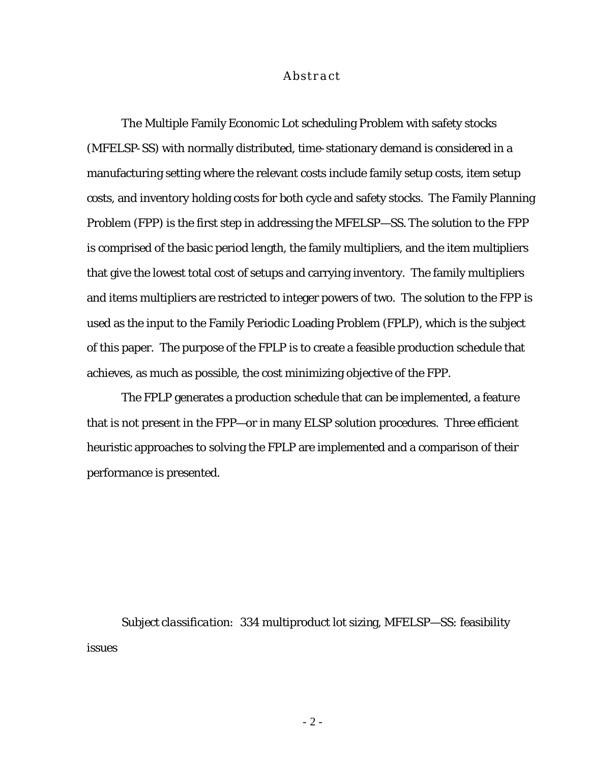# Abstract

The Multiple Family Economic Lot scheduling Problem with safety stocks (MFELSP-SS) with normally distributed, time-stationary demand is considered in a manufacturing setting where the relevant costs include family setup costs, item setup costs, and inventory holding costs for both cycle and safety stocks. The Family Planning Problem (FPP) is the first step in addressing the MFELSP—SS. The solution to the FPP is comprised of the basic period length, the family multipliers, and the item multipliers that give the lowest total cost of setups and carrying inventory. The family multipliers and items multipliers are restricted to integer powers of two. The solution to the FPP is used as the input to the Family Periodic Loading Problem (FPLP), which is the subject of this paper. The purpose of the FPLP is to create a feasible production schedule that achieves, as much as possible, the cost minimizing objective of the FPP.

The FPLP generates a production schedule that can be implemented, a feature that is not present in the FPP—or in many ELSP solution procedures. Three efficient heuristic approaches to solving the FPLP are implemented and a comparison of their performance is presented.

*Subject classification:* 334 multiproduct lot sizing, MFELSP—SS: feasibility issues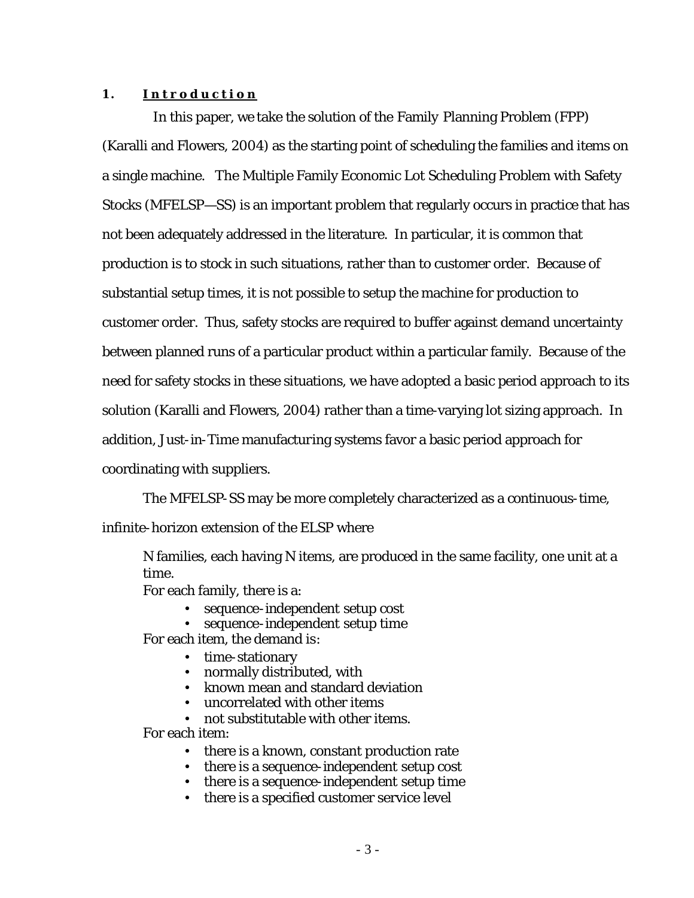## 1. Introduction

In this paper, we take the solution of the Family Planning Problem (FPP) (Karalli and Flowers, 2004) as the starting point of scheduling the families and items on a single machine. The Multiple Family Economic Lot Scheduling Problem with Safety Stocks (MFELSP—SS) is an important problem that regularly occurs in practice that has not been adequately addressed in the literature. In particular, it is common that production is to stock in such situations, rather than to customer order. Because of substantial setup times, it is not possible to setup the machine for production to customer order. Thus, safety stocks are required to buffer against demand uncertainty between planned runs of a particular product within a particular family. Because of the need for safety stocks in these situations, we have adopted a basic period approach to its solution (Karalli and Flowers, 2004) rather than a time-varying lot sizing approach. In addition, Just-in-Time manufacturing systems favor a basic period approach for coordinating with suppliers.

The MFELSP-SS may be more completely characterized as a continuous-time, infinite-horizon extension of the ELSP where

N families, each having N items, are produced in the same facility, one unit at a time.

For each family, there is a:

- sequence-independent setup cost
- sequence-independent setup time

For each item, the demand is:

- time-stationary
- normally distributed, with
- known mean and standard deviation
- uncorrelated with other items
- not substitutable with other items.

For each item:

- there is a known, constant production rate
- there is a sequence-independent setup cost
- there is a sequence-independent setup time
- there is a specified customer service level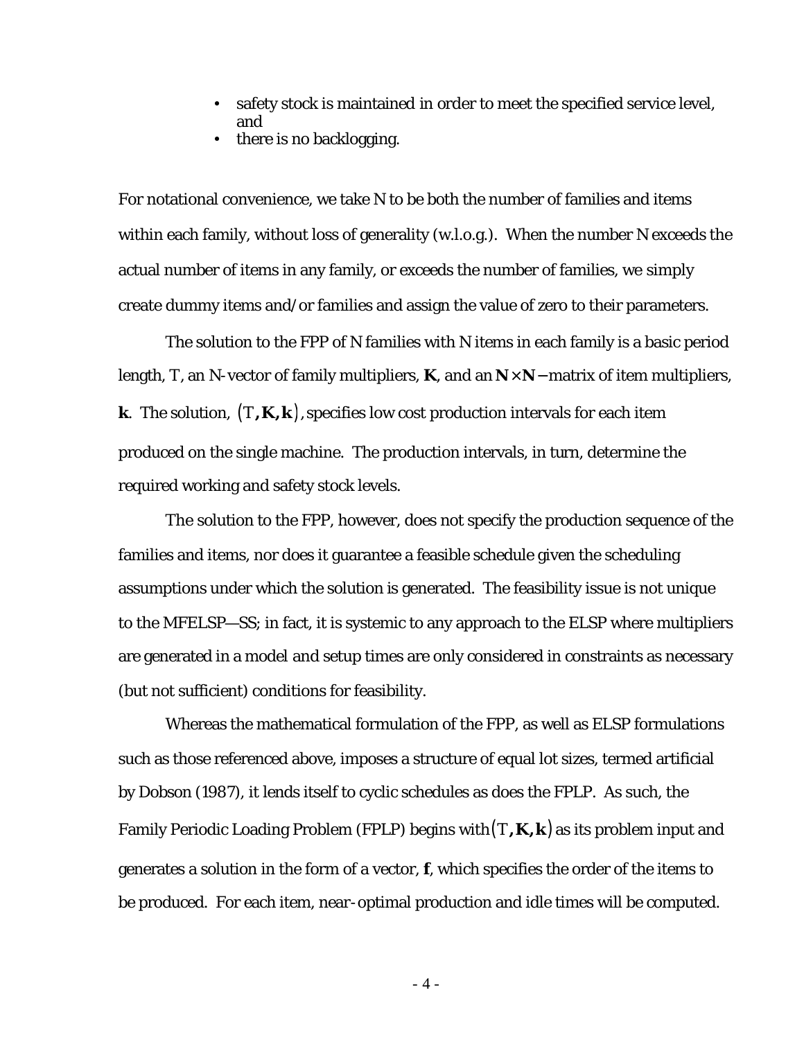- safety stock is maintained in order to meet the specified service level, and
- there is no backlogging.

For notational convenience, we take N to be both the number of families and items within each family, without loss of generality (w.l.o.g.). When the number N exceeds the actual number of items in any family, or exceeds the number of families, we simply create dummy items and/or families and assign the value of zero to their parameters.

The solution to the FPP of N families with N items in each family is a basic period length, T, an N-vector of family multipliers, **K**, and an $\mathbf{N} \times \mathbf{N}$ −matrix of item multipliers, **k**. The solution, $(T, \mathbf{K}, \mathbf{k})$, specifies low cost production intervals for each item produced on the single machine. The production intervals, in turn, determine the required working and safety stock levels.

The solution to the FPP, however, does not specify the production sequence of the families and items, nor does it guarantee a feasible schedule given the scheduling assumptions under which the solution is generated. The feasibility issue is not unique to the MFELSP—SS; in fact, it is systemic to any approach to the ELSP where multipliers are generated in a model and setup times are only considered in constraints as necessary (but not sufficient) conditions for feasibility.

Whereas the mathematical formulation of the FPP, as well as ELSP formulations such as those referenced above, imposes a structure of equal lot sizes, termed artificial by Dobson (1987), it lends itself to cyclic schedules as does the FPLP. As such, the Family Periodic Loading Problem (FPLP) begins with $(T, \mathbf{K}, \mathbf{k})$ as its problem input and generates a solution in the form of a vector, **f**, which specifies the order of the items to be produced. For each item, near-optimal production and idle times will be computed.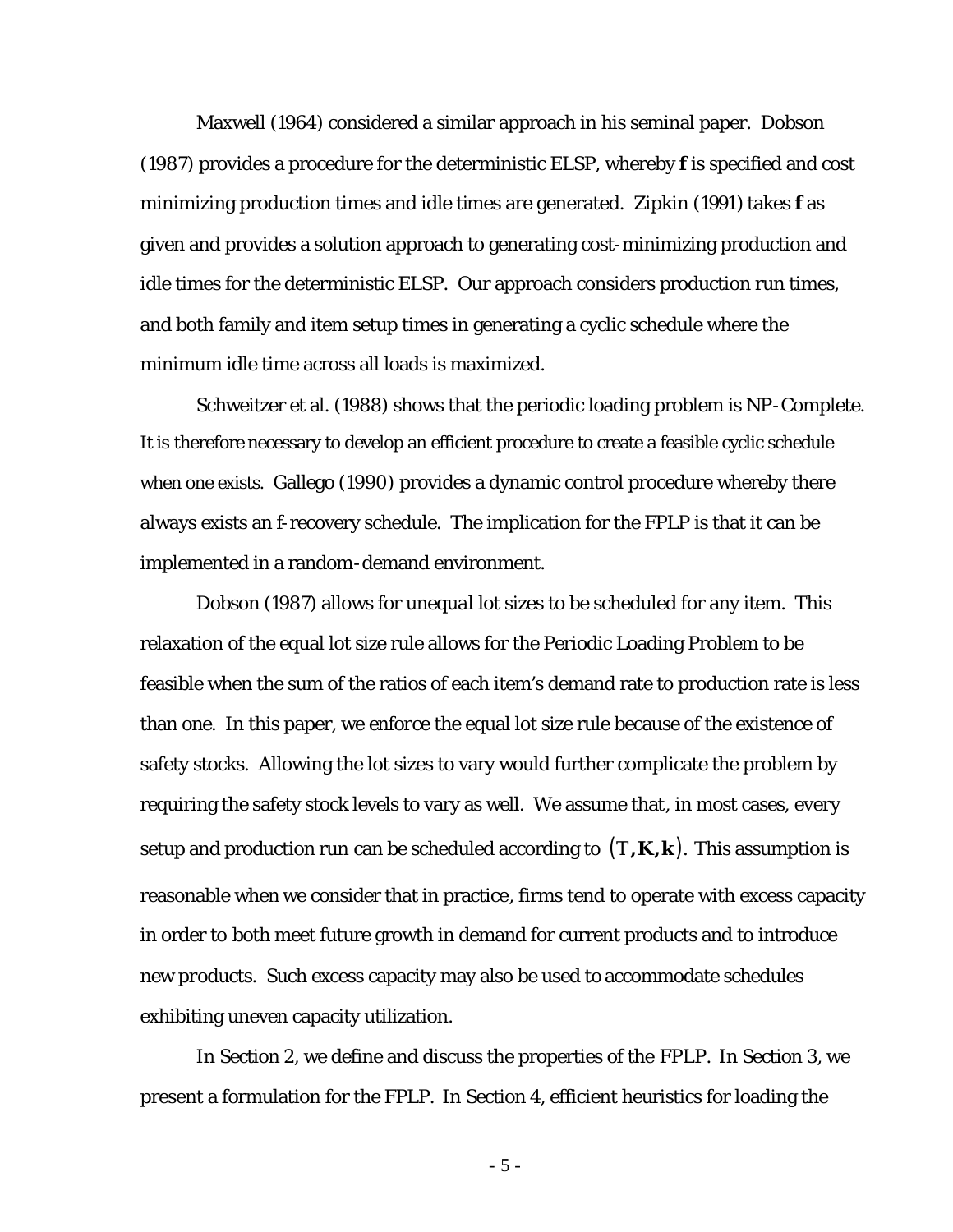Maxwell (1964) considered a similar approach in his seminal paper. Dobson (1987) provides a procedure for the deterministic ELSP, whereby **f** is specified and cost minimizing production times and idle times are generated. Zipkin (1991) takes **f** as given and provides a solution approach to generating cost-minimizing production and idle times for the deterministic ELSP. Our approach considers production run times, and both family and item setup times in generating a cyclic schedule where the minimum idle time across all loads is maximized.

Schweitzer et al. (1988) shows that the periodic loading problem is NP-Complete. It is therefore necessary to develop an efficient procedure to create a feasible cyclic schedule when one exists. Gallego (1990) provides a dynamic control procedure whereby there always exists an f-recovery schedule. The implication for the FPLP is that it can be implemented in a random-demand environment.

Dobson (1987) allows for unequal lot sizes to be scheduled for any item. This relaxation of the equal lot size rule allows for the Periodic Loading Problem to be feasible when the sum of the ratios of each item's demand rate to production rate is less than one. In this paper, we enforce the equal lot size rule because of the existence of safety stocks. Allowing the lot sizes to vary would further complicate the problem by requiring the safety stock levels to vary as well. We assume that, in most cases, every setup and production run can be scheduled according to $(T, \mathbf{K}, \mathbf{k})$. This assumption is reasonable when we consider that in practice, firms tend to operate with excess capacity in order to both meet future growth in demand for current products and to introduce new products. Such excess capacity may also be used to accommodate schedules exhibiting uneven capacity utilization.

In Section 2, we define and discuss the properties of the FPLP. In Section 3, we present a formulation for the FPLP. In Section 4, efficient heuristics for loading the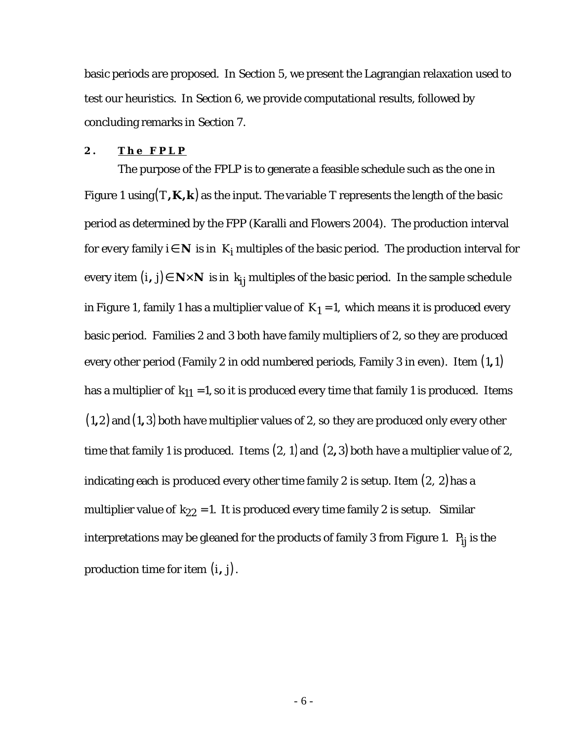basic periods are proposed. In Section 5, we present the Lagrangian relaxation used to test our heuristics. In Section 6, we provide computational results, followed by concluding remarks in Section 7.

## 2. The FPLP

The purpose of the FPLP is to generate a feasible schedule such as the one in Figure 1 using $(T, \mathbf{K}, \mathbf{k})$ as the input. The variable $T$ represents the length of the basic period as determined by the FPP (Karalli and Flowers 2004). The production interval for every family $i \in \mathbf{N}$ is in $K_i$ multiples of the basic period. The production interval for every item $(i, j) \in \mathbf{N} \times \mathbf{N}$ is in $k_{ij}$ multiples of the basic period. In the sample schedule in Figure 1, family 1 has a multiplier value of $K_1 = 1$, which means it is produced every basic period. Families 2 and 3 both have family multipliers of 2, so they are produced every other period (Family 2 in odd numbered periods, Family 3 in even). Item $(1,1)$ has a multiplier of $k_{11} = 1$, so it is produced every time that family 1 is produced. Items $(1,2)$ and $(1,3)$ both have multiplier values of 2, so they are produced only every other time that family 1 is produced. Items $(2, 1)$ and $(2, 3)$ both have a multiplier value of 2, indicating each is produced every other time family 2 is setup. Item $(2, 2)$ has a multiplier value of $k_{22} = 1$. It is produced every time family 2 is setup. Similar interpretations may be gleaned for the products of family 3 from Figure 1. $P_{ij}$ is the production time for item $(i, j)$.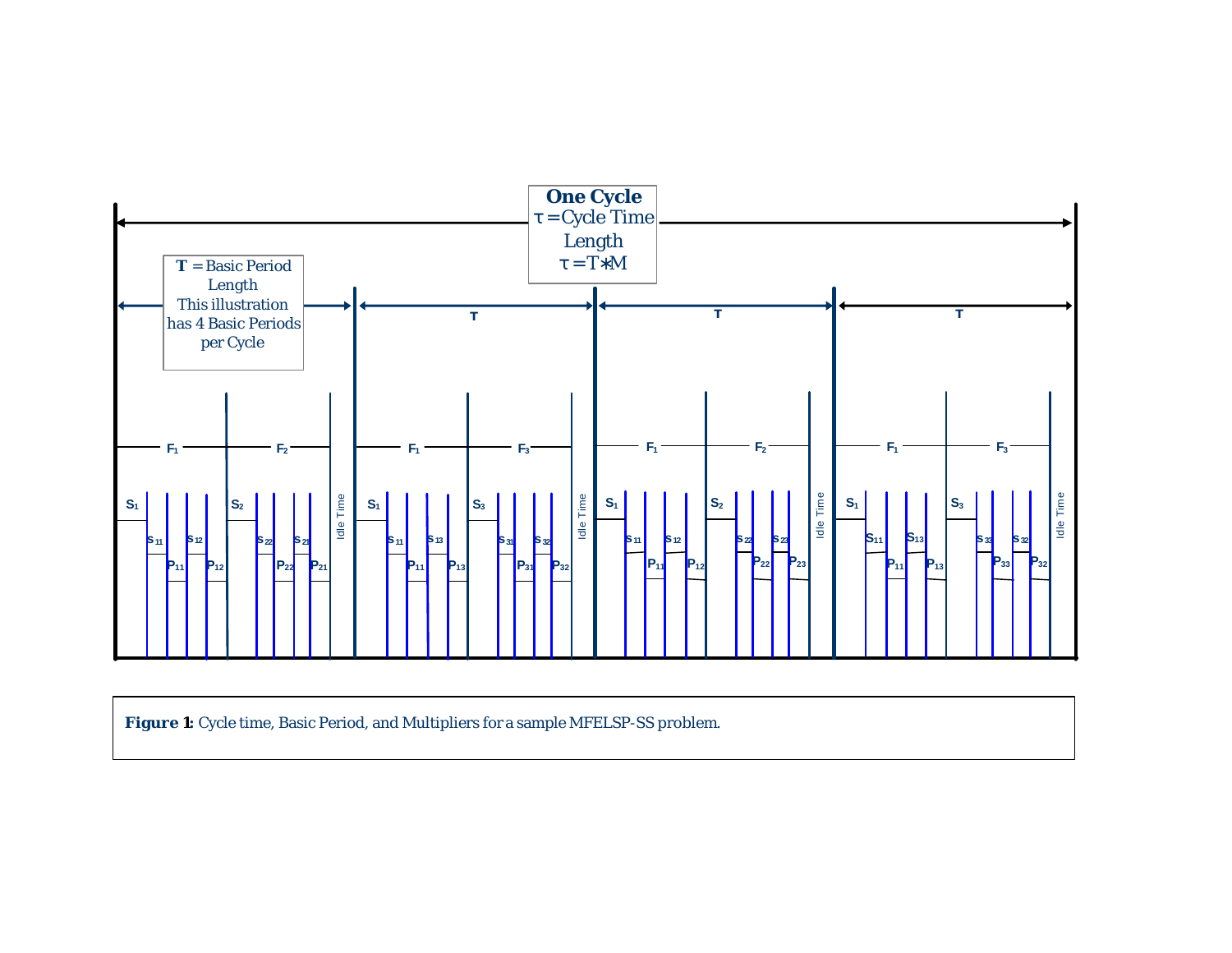**One Cycle**
$\tau$ = Cycle Time Length
$\tau = T * M$

**T** = Basic Period Length
This illustration has 4 Basic Periods per Cycle

**Figure 1:** Cycle time, Basic Period, and Multipliers for a sample MFELSP-SS problem.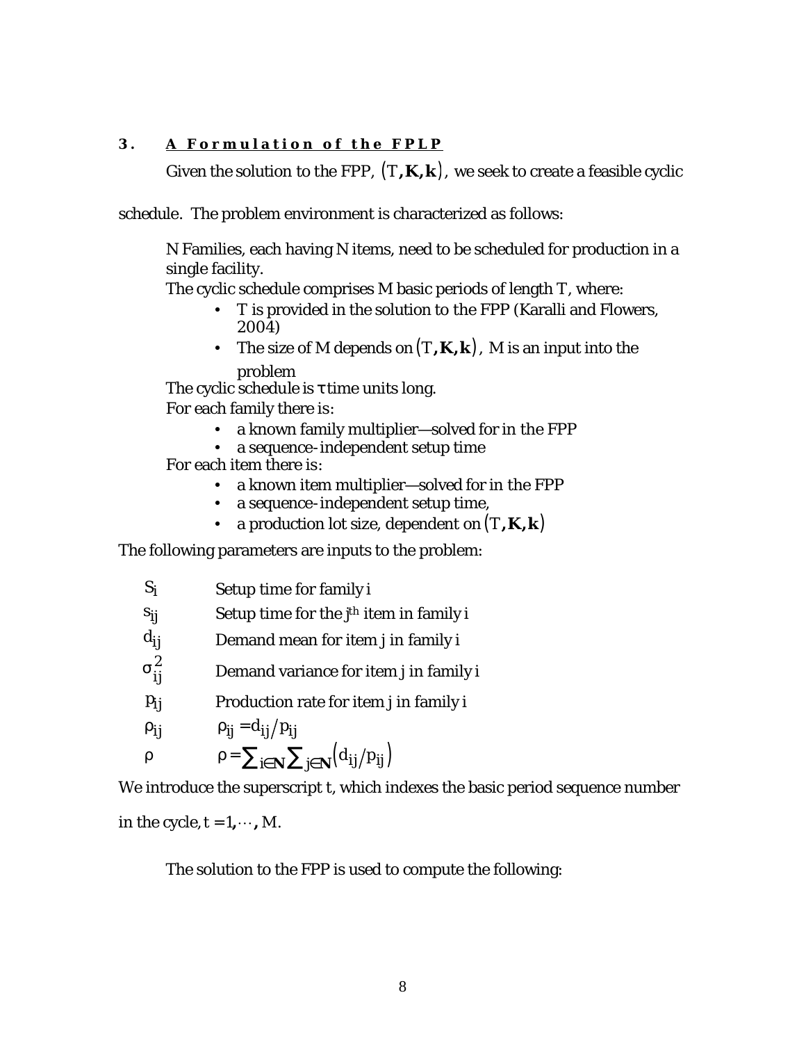## 3. A Formulation of the FPLP

Given the solution to the FPP, $(T, \mathbf{K}, \mathbf{k})$, we seek to create a feasible cyclic schedule. The problem environment is characterized as follows:

N Families, each having N items, need to be scheduled for production in a single facility.

The cyclic schedule comprises M basic periods of length T, where:

- T is provided in the solution to the FPP (Karalli and Flowers, 2004)
- The size of M depends on $(T, \mathbf{K}, \mathbf{k})$, M is an input into the problem

The cyclic schedule is $\tau$ time units long.

For each family there is:

- a known family multiplier—solved for in the FPP
- a sequence-independent setup time

For each item there is:

- a known item multiplier—solved for in the FPP
- a sequence-independent setup time,
- a production lot size, dependent on $(T, \mathbf{K}, \mathbf{k})$

The following parameters are inputs to the problem:

| | |
|---|---|
| $S_i$ | Setup time for family i |
| $s_{ij}$ | Setup time for the j[th] item in family i |
| $d_{ij}$ | Demand mean for item j in family i |
| $\sigma_{ij}^2$ | Demand variance for item j in family i |
| $p_{ij}$ | Production rate for item j in family i |
| $\rho_{ij}$ | $\rho_{ij} = d_{ij}/p_{ij}$ |
| $\rho$ | $\rho = \sum_{i \in \mathbf{N}} \sum_{j \in \mathbf{N}} \left(d_{ij}/p_{ij}\right)$ |

We introduce the superscript t, which indexes the basic period sequence number in the cycle, $t = 1, \cdots, M$.

The solution to the FPP is used to compute the following: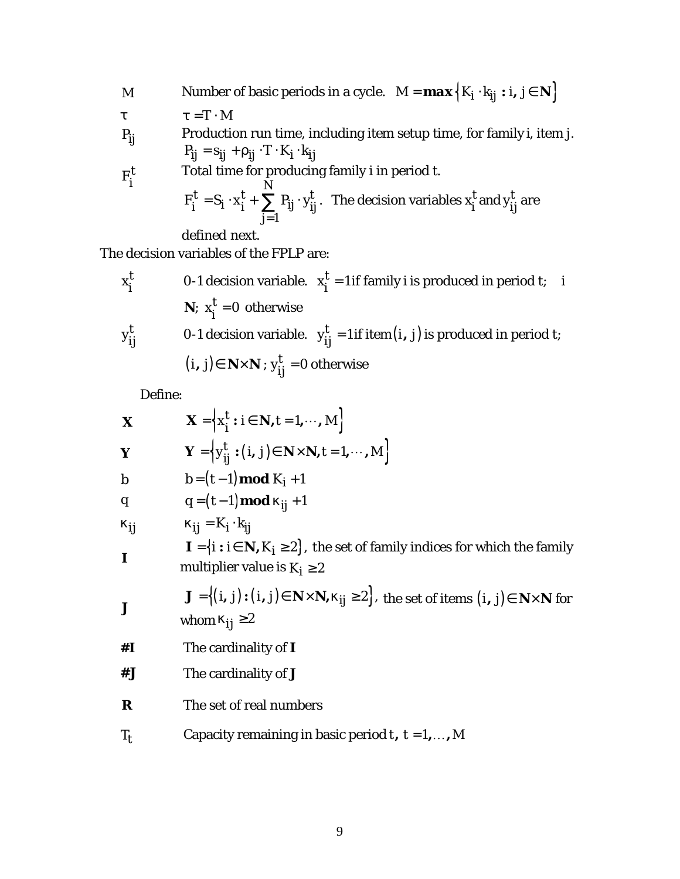$M$ Number of basic periods in a cycle. $M = \mathbf{max}\left\{K_i \cdot k_{ij} : i, j \in \mathbf{N}\right\}$

$\tau$ $\tau = T \cdot M$

$P_{ij}$ Production run time, including item setup time, for family i, item j. $P_{ij} = s_{ij} + \rho_{ij} \cdot T \cdot K_i \cdot k_{ij}$

$F_i^t$ Total time for producing family i in period t. $F_i^t = S_i \cdot x_i^t + \sum_{j=1}^{N} P_{ij} \cdot y_{ij}^t$. The decision variables $x_i^t$ and $y_{ij}^t$ are defined next.

The decision variables of the FPLP are:

$x_i^t$ 0-1 decision variable. $x_i^t = 1$ if family i is produced in period t; i **N**; $x_i^t = 0$ otherwise

$y_{ij}^t$ 0-1 decision variable. $y_{ij}^t = 1$ if item $(i, j)$ is produced in period t; $(i, j) \in \mathbf{N} \times \mathbf{N}$; $y_{ij}^t = 0$ otherwise

Define:

**X** $\mathbf{X} = \left\{x_i^t : i \in \mathbf{N}, t = 1, \cdots, M\right\}$

**Y** $\mathbf{Y} = \left\{y_{ij}^t : (i, j) \in \mathbf{N} \times \mathbf{N}, t = 1, \cdots, M\right\}$

$b$ $b = (t-1)\,\mathbf{mod}\,K_i + 1$

$q$ $q = (t-1)\,\mathbf{mod}\,\kappa_{ij} + 1$

$\kappa_{ij}$ $\kappa_{ij} = K_i \cdot k_{ij}$

**I** $\mathbf{I} = \left\{i : i \in \mathbf{N}, K_i \geq 2\right\}$, the set of family indices for which the family multiplier value is $K_i \geq 2$

**J** $\mathbf{J} = \left\{(i, j) : (i, j) \in \mathbf{N} \times \mathbf{N}, \kappa_{ij} \geq 2\right\}$, the set of items $(i, j) \in \mathbf{N} \times \mathbf{N}$ for whom $\kappa_{ij} \geq 2$

**#I** The cardinality of **I**

**#J** The cardinality of **J**

**R** The set of real numbers

$T_t$ Capacity remaining in basic period $t$, $t = 1, \ldots, M$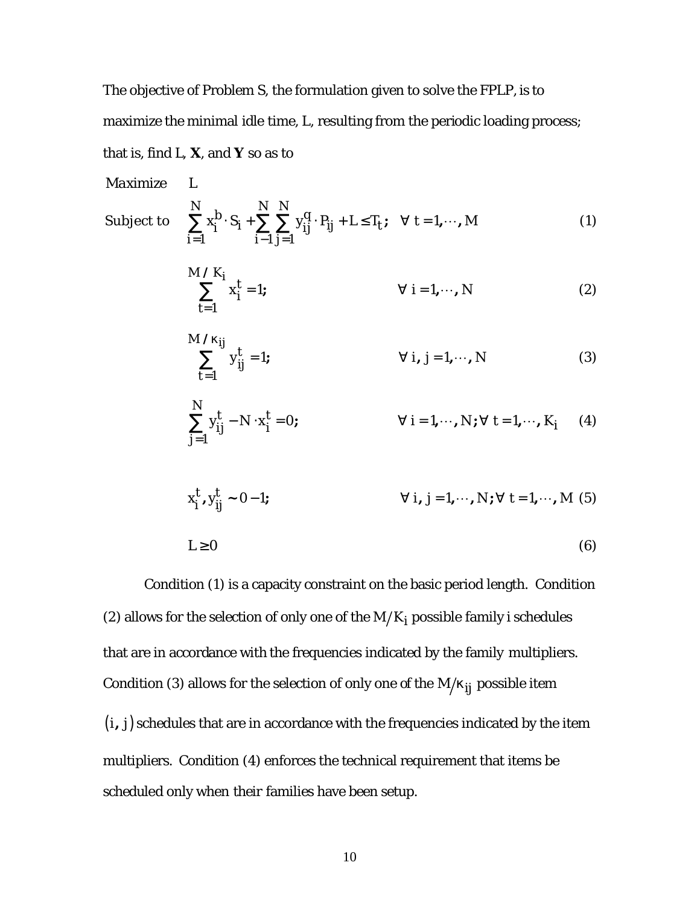The objective of Problem S, the formulation given to solve the FPLP, is to maximize the minimal idle time, L, resulting from the periodic loading process; that is, find L, **X**, and **Y** so as to

$$\text{Maximize} \quad L$$

$$\text{Subject to} \quad \sum_{i=1}^{N} x_i^b \cdot S_i + \sum_{i-1}^{N} \sum_{j=1}^{N} y_{ij}^q \cdot P_{ij} + L \leq T_t; \quad \forall\ t = 1, \cdots, M \tag{1}$$

$$\sum_{t=1}^{M/K_i} x_i^t = 1; \qquad \forall\ i = 1, \cdots, N \tag{2}$$

$$\sum_{t=1}^{M/\kappa_{ij}} y_{ij}^t = 1; \qquad \forall\ i, j = 1, \cdots, N \tag{3}$$

$$\sum_{j=1}^{N} y_{ij}^t - N \cdot x_i^t = 0; \qquad \forall\ i = 1, \cdots, N; \forall\ t = 1, \cdots, K_i \tag{4}$$

$$x_i^t, y_{ij}^t \sim 0 - 1; \qquad \forall\ i, j = 1, \cdots, N; \forall\ t = 1, \cdots, M \tag{5}$$

$$L \geq 0 \tag{6}$$

Condition (1) is a capacity constraint on the basic period length. Condition (2) allows for the selection of only one of the $M/K_i$ possible family i schedules that are in accordance with the frequencies indicated by the family multipliers. Condition (3) allows for the selection of only one of the $M/\kappa_{ij}$ possible item $(i, j)$ schedules that are in accordance with the frequencies indicated by the item multipliers. Condition (4) enforces the technical requirement that items be scheduled only when their families have been setup.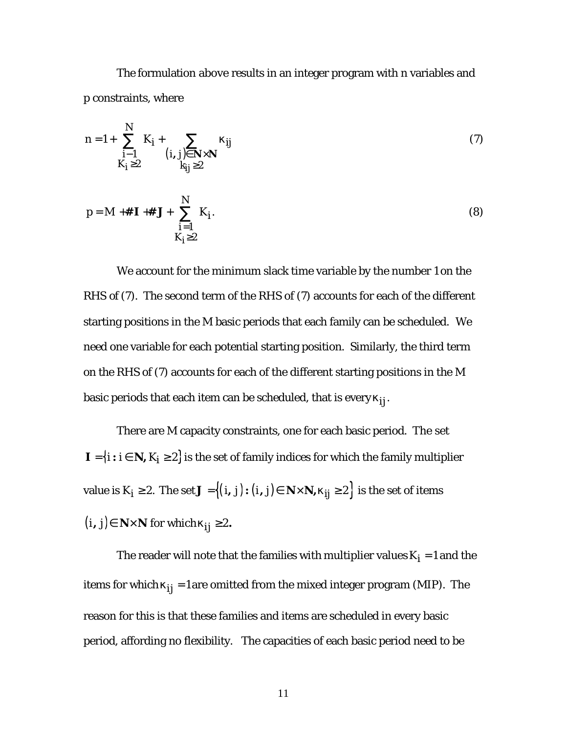The formulation above results in an integer program with n variables and p constraints, where

$$n = 1 + \sum_{\substack{i-1 \\ K_i \geq 2}}^{N} K_i + \sum_{\substack{(i,j) \in \mathbf{N} \times \mathbf{N} \\ k_{ij} \geq 2}} \kappa_{ij} \tag{7}$$

$$p = M + \#\mathbf{I} + \#\mathbf{J} + \sum_{\substack{i=1 \\ K_i \geq 2}}^{N} K_i. \tag{8}$$

We account for the minimum slack time variable by the number 1 on the RHS of (7). The second term of the RHS of (7) accounts for each of the different starting positions in the M basic periods that each family can be scheduled. We need one variable for each potential starting position. Similarly, the third term on the RHS of (7) accounts for each of the different starting positions in the M basic periods that each item can be scheduled, that is every $\kappa_{ij}$.

There are M capacity constraints, one for each basic period. The set $\mathbf{I} = \{i : i \in \mathbf{N}, K_i \geq 2\}$ is the set of family indices for which the family multiplier value is $K_i \geq 2$. The set $\mathbf{J} = \{(i,j) : (i,j) \in \mathbf{N} \times \mathbf{N}, \kappa_{ij} \geq 2\}$ is the set of items $(i,j) \in \mathbf{N} \times \mathbf{N}$ for which $\kappa_{ij} \geq 2$.

The reader will note that the families with multiplier values $K_i = 1$ and the items for which $\kappa_{ij} = 1$ are omitted from the mixed integer program (MIP). The reason for this is that these families and items are scheduled in every basic period, affording no flexibility. The capacities of each basic period need to be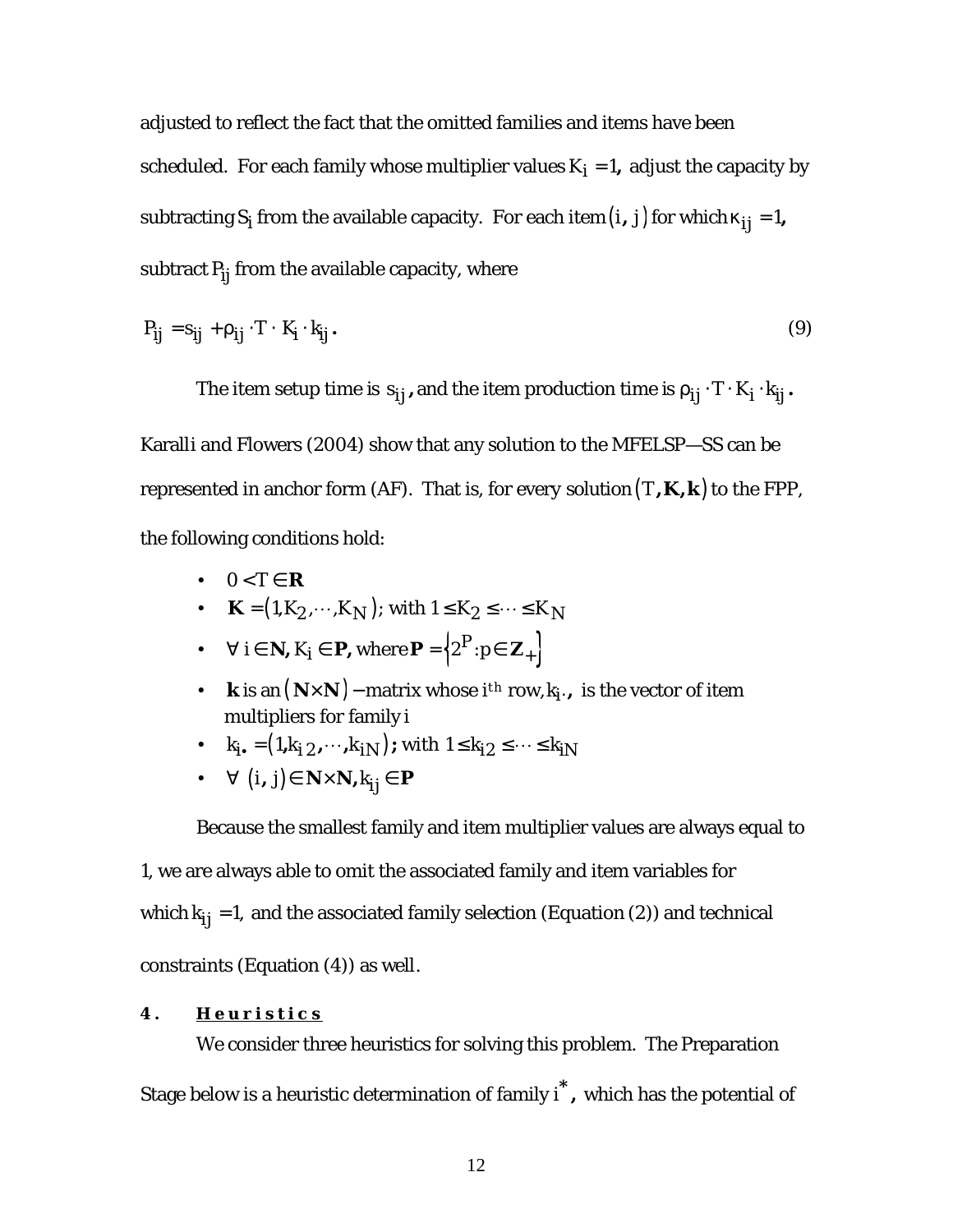adjusted to reflect the fact that the omitted families and items have been scheduled. For each family whose multiplier values $K_i = 1$, adjust the capacity by subtracting $S_i$ from the available capacity. For each item $(i, j)$ for which $\kappa_{ij} = 1$, subtract $P_{ij}$ from the available capacity, where

$$P_{ij} = s_{ij} + \rho_{ij} \cdot T \cdot K_i \cdot k_{ij}. \tag{9}$$

The item setup time is $s_{ij}$, and the item production time is $\rho_{ij} \cdot T \cdot K_i \cdot k_{ij}$. Karalli and Flowers (2004) show that any solution to the MFELSP—SS can be represented in anchor form (AF). That is, for every solution $(T, \mathbf{K}, \mathbf{k})$ to the FPP, the following conditions hold:

- $0 < T \in \mathbf{R}$
- $\mathbf{K} = (1, K_2, \cdots, K_N)$; with $1 \leq K_2 \leq \cdots \leq K_N$
- $\forall\, i \in \mathbf{N}, K_i \in \mathbf{P}$, where $\mathbf{P} = \left\{2^P : p \in \mathbf{Z}_+\right\}$
- $\mathbf{k}$ is an $(\mathbf{N} \times \mathbf{N})$ $-$matrix whose $i^{th}$ row, $k_{i\cdot}$, is the vector of item multipliers for family $i$
- $k_{i\cdot} = (1, k_{i2}, \cdots, k_{iN})$; with $1 \leq k_{i2} \leq \cdots \leq k_{iN}$
- $\forall\, (i, j) \in \mathbf{N} \times \mathbf{N}, k_{ij} \in \mathbf{P}$

Because the smallest family and item multiplier values are always equal to 1, we are always able to omit the associated family and item variables for which $k_{ij} = 1$, and the associated family selection (Equation (2)) and technical constraints (Equation (4)) as well.

## 4. Heuristics

We consider three heuristics for solving this problem. The Preparation Stage below is a heuristic determination of family $i^*$, which has the potential of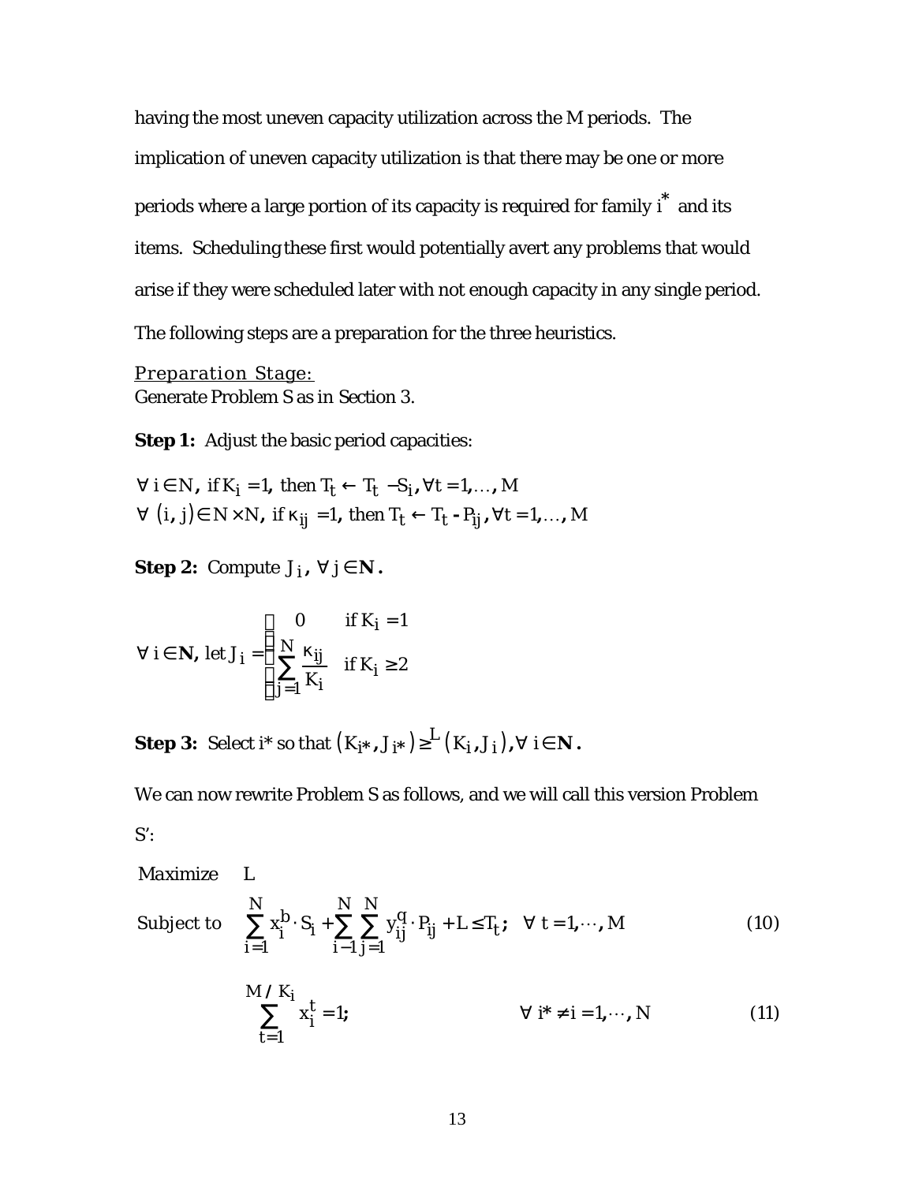having the most uneven capacity utilization across the M periods. The implication of uneven capacity utilization is that there may be one or more periods where a large portion of its capacity is required for family $i^*$ and its items. Scheduling these first would potentially avert any problems that would arise if they were scheduled later with not enough capacity in any single period. The following steps are a preparation for the three heuristics.

Preparation Stage:

Generate Problem S as in Section 3.

**Step 1:** Adjust the basic period capacities:

$$\forall\, i \in N,\ \text{if } K_i = 1,\ \text{then } T_t \leftarrow T_t - S_i, \forall t = 1, \ldots, M$$
$$\forall\, (i, j) \in N \times N,\ \text{if } \kappa_{ij} = 1,\ \text{then } T_t \leftarrow T_t - P_{ij}, \forall t = 1, \ldots, M$$

**Step 2:** Compute $J_i$, $\forall\, j \in \mathbf{N}$.

$$\forall\, i \in \mathbf{N},\ \text{let } J_i = \begin{cases} 0 & \text{if } K_i = 1 \\ \displaystyle\sum_{j=1}^{N} \frac{\kappa_{ij}}{K_i} & \text{if } K_i \geq 2 \end{cases}$$

**Step 3:** Select i* so that $(K_{i^*}, J_{i^*}) \geq^{L} (K_i, J_i), \forall\, i \in \mathbf{N}$.

We can now rewrite Problem S as follows, and we will call this version Problem S′:

$$\text{Maximize} \quad L$$

$$\text{Subject to} \quad \sum_{i=1}^{N} x_i^b \cdot S_i + \sum_{i-1}^{N} \sum_{j=1}^{N} y_{ij}^q \cdot P_{ij} + L \leq T_t; \quad \forall\ t = 1, \cdots, M \tag{10}$$

$$\sum_{t=1}^{M/K_i} x_i^t = 1; \qquad \forall\ i^* \neq i = 1, \cdots, N \tag{11}$$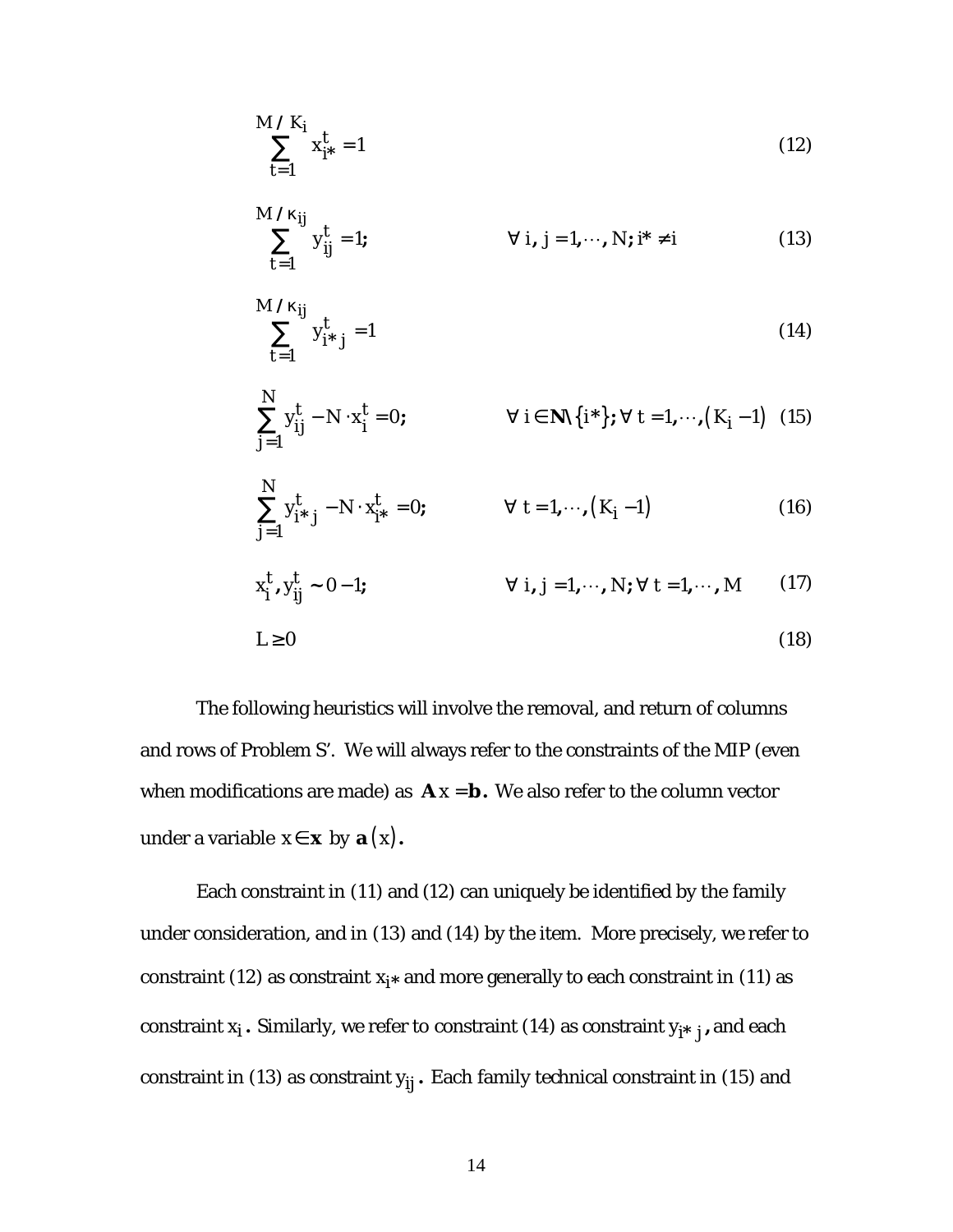$$\sum_{t=1}^{M/K_i} x_{i*}^t = 1 \tag{12}$$

$$\sum_{t=1}^{M/\kappa_{ij}} y_{ij}^t = 1; \qquad \forall\, i, j = 1, \cdots, N;\, i^* \neq i \tag{13}$$

$$\sum_{t=1}^{M/\kappa_{ij}} y_{i*j}^t = 1 \tag{14}$$

$$\sum_{j=1}^{N} y_{ij}^t - N \cdot x_i^t = 0; \qquad \forall\, i \in \mathbf{N} \backslash \{i^*\};\, \forall\, t = 1, \cdots, (K_i - 1) \tag{15}$$

$$\sum_{j=1}^{N} y_{i*j}^t - N \cdot x_{i*}^t = 0; \qquad \forall\, t = 1, \cdots, (K_i - 1) \tag{16}$$

$$x_i^t, y_{ij}^t \sim 0 - 1; \qquad \forall\, i, j = 1, \cdots, N;\, \forall\, t = 1, \cdots, M \tag{17}$$

$$L \geq 0 \tag{18}$$

The following heuristics will involve the removal, and return of columns and rows of Problem S'. We will always refer to the constraints of the MIP (even when modifications are made) as $\mathbf{A}x = \mathbf{b}.$ We also refer to the column vector under a variable $x \in \mathbf{x}$ by $\mathbf{a}(x).$

Each constraint in (11) and (12) can uniquely be identified by the family under consideration, and in (13) and (14) by the item. More precisely, we refer to constraint (12) as constraint $x_{i*}$ and more generally to each constraint in (11) as constraint $x_i$. Similarly, we refer to constraint (14) as constraint $y_{i*j}$, and each constraint in (13) as constraint $y_{ij}$. Each family technical constraint in (15) and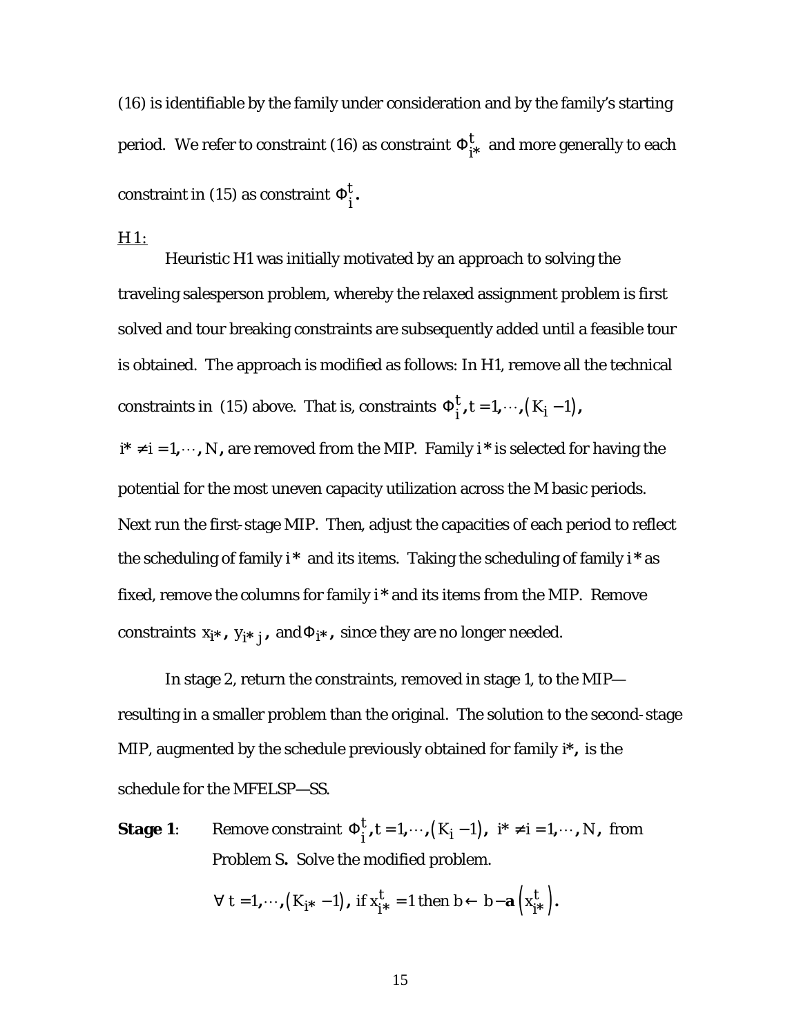(16) is identifiable by the family under consideration and by the family's starting period. We refer to constraint (16) as constraint $\Phi_{i*}^{t}$ and more generally to each constraint in (15) as constraint $\Phi_{i}^{t}$.

H 1:

Heuristic H1 was initially motivated by an approach to solving the traveling salesperson problem, whereby the relaxed assignment problem is first solved and tour breaking constraints are subsequently added until a feasible tour is obtained. The approach is modified as follows: In H1, remove all the technical constraints in (15) above. That is, constraints $\Phi_{i}^{t}, t = 1, \cdots, (K_i - 1)$, $i^* \neq i = 1, \cdots, N$, are removed from the MIP. Family $i^*$ is selected for having the potential for the most uneven capacity utilization across the M basic periods. Next run the first-stage MIP. Then, adjust the capacities of each period to reflect the scheduling of family $i^*$ and its items. Taking the scheduling of family $i^*$ as fixed, remove the columns for family $i^*$ and its items from the MIP. Remove constraints $x_{i*}$, $y_{i*j}$, and $\Phi_{i*}$, since they are no longer needed.

In stage 2, return the constraints, removed in stage 1, to the MIP—resulting in a smaller problem than the original. The solution to the second-stage MIP, augmented by the schedule previously obtained for family $i^*$, is the schedule for the MFELSP—SS.

**Stage 1**: Remove constraint $\Phi_{i}^{t}, t = 1, \cdots, (K_i - 1)$, $i^* \neq i = 1, \cdots, N$, from Problem S. Solve the modified problem.

$$\forall\ t = 1, \cdots, (K_{i*} - 1), \text{ if } x_{i*}^{t} = 1 \text{ then } b \leftarrow b - \mathbf{a}\left(x_{i*}^{t}\right).$$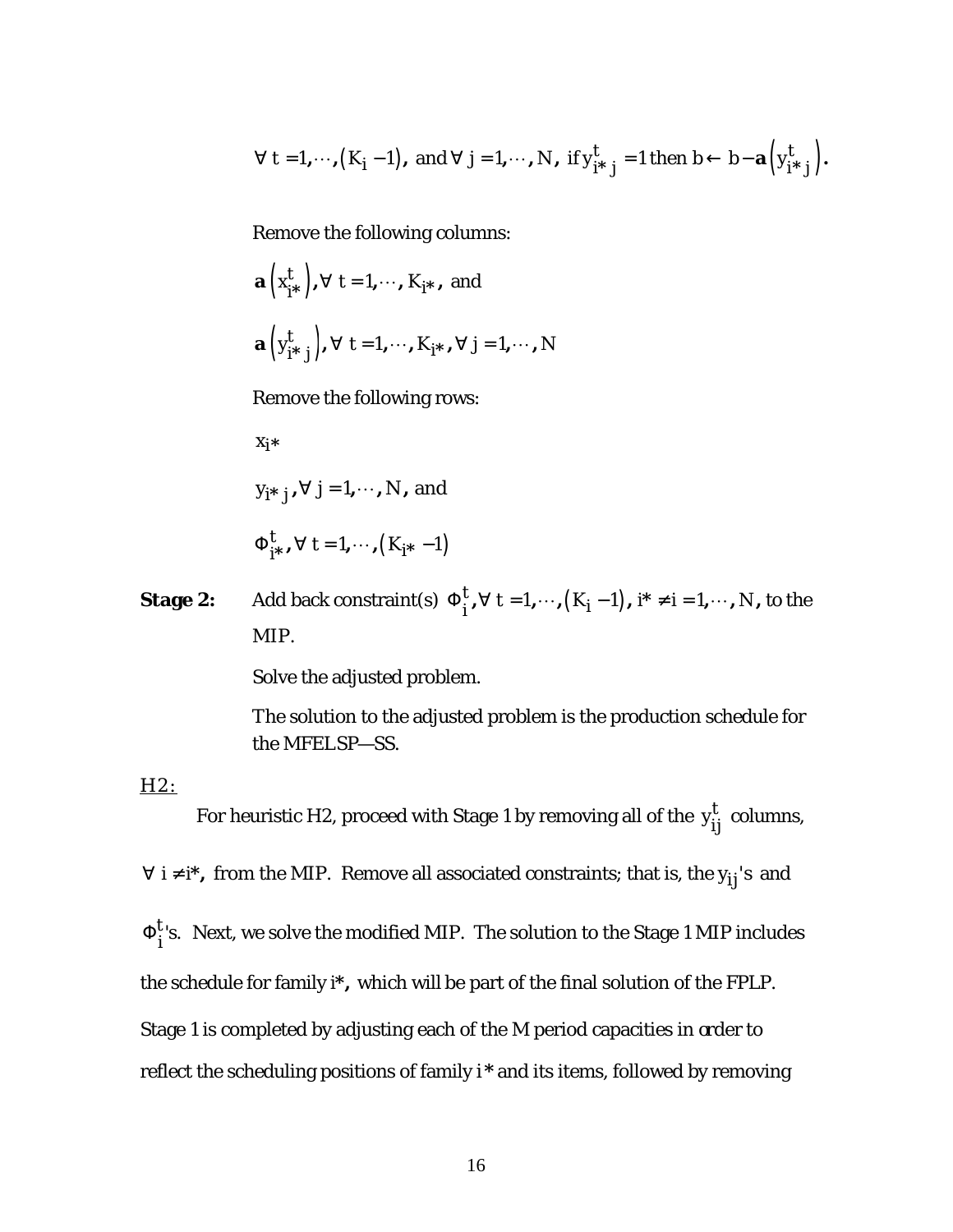$$\forall\ t=1,\cdots,\left(K_i-1\right),\ \text{and}\ \forall\ j=1,\cdots,N,\ \text{if}\ y_{i*j}^t=1\ \text{then}\ b\leftarrow b-\mathbf{a}\left(y_{i*j}^t\right).$$

Remove the following columns:

$\mathbf{a}\left(x_{i*}^t\right), \forall\ t=1,\cdots,K_{i*}$, and

$\mathbf{a}\left(y_{i*j}^t\right), \forall\ t=1,\cdots,K_{i*}, \forall\ j=1,\cdots,N$

Remove the following rows:

$x_{i*}$

$y_{i*j}, \forall\ j=1,\cdots,N$, and

$\Phi_{i*}^t, \forall\ t=1,\cdots,\left(K_{i*}-1\right)$

**Stage 2:** Add back constraint(s) $\Phi_i^t, \forall\ t=1,\cdots,\left(K_i-1\right),\ i*\neq i=1,\cdots,N$, to the MIP.

Solve the adjusted problem.

The solution to the adjusted problem is the production schedule for the MFELSP—SS.

H2:

For heuristic H2, proceed with Stage 1 by removing all of the $y_{ij}^t$ columns, $\forall\ i\neq i*$, from the MIP. Remove all associated constraints; that is, the $y_{ij}$'s and $\Phi_i^t$'s. Next, we solve the modified MIP. The solution to the Stage 1 MIP includes the schedule for family $i*$, which will be part of the final solution of the FPLP. Stage 1 is completed by adjusting each of the M period capacities in order to reflect the scheduling positions of family $i*$ and its items, followed by removing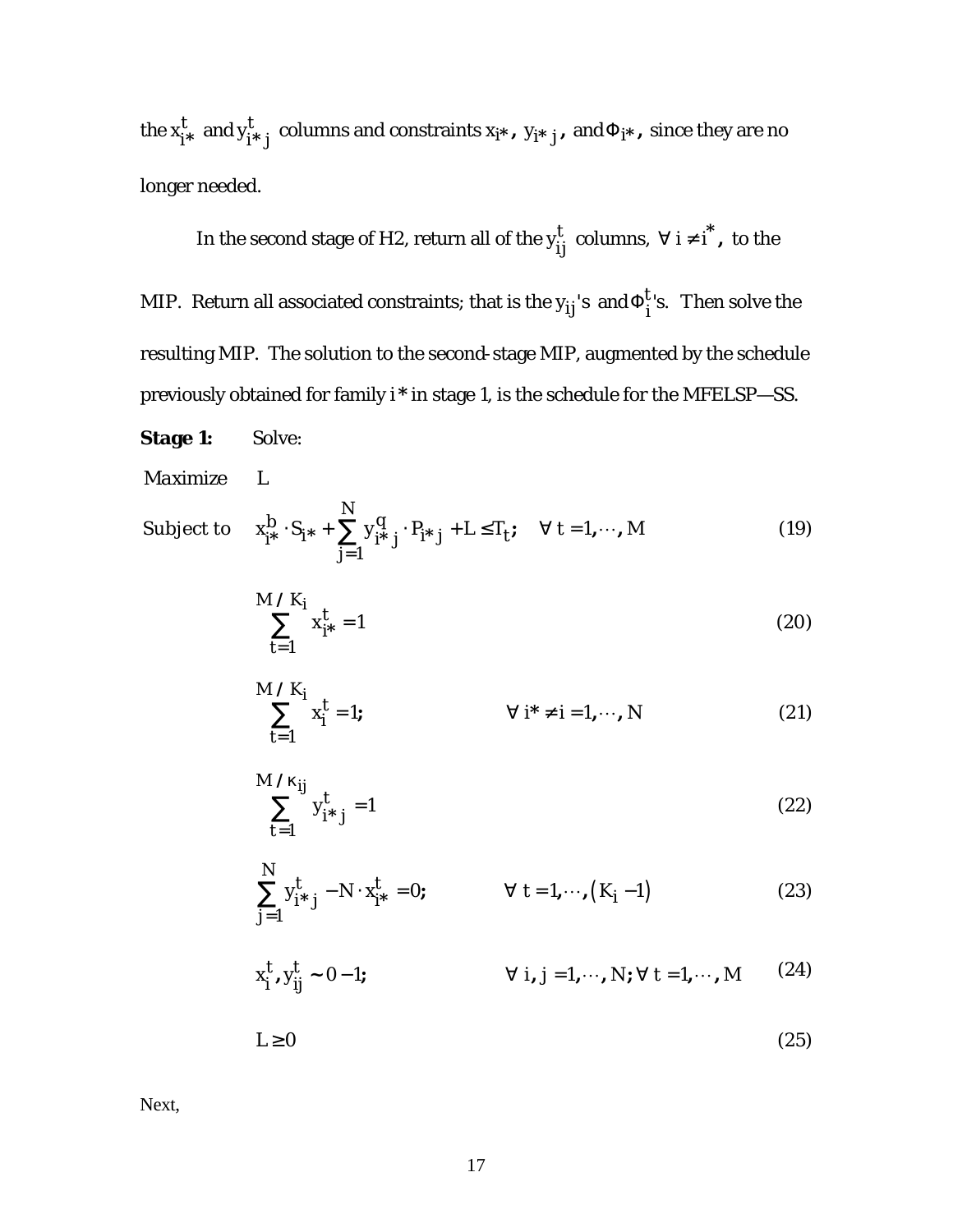the $x_{i*}^t$ and $y_{i*j}^t$ columns and constraints $x_{i*}$, $y_{i*j}$, and $\Phi_{i*}$, since they are no longer needed.

In the second stage of H2, return all of the $y_{ij}^t$ columns, $\forall\ i \neq i^*$, to the MIP. Return all associated constraints; that is the $y_{ij}$'s and $\Phi_i^t$'s. Then solve the resulting MIP. The solution to the second-stage MIP, augmented by the schedule previously obtained for family $i*$ in stage 1, is the schedule for the MFELSP—SS.

**Stage 1:** Solve:

Maximize $\quad L$

Subject to

$$x_{i*}^b \cdot S_{i*} + \sum_{j=1}^{N} y_{i*j}^q \cdot P_{i*j} + L \leq T_t; \quad \forall\ t = 1, \cdots, M \tag{19}$$

$$\sum_{t=1}^{M/K_i} x_{i*}^t = 1 \tag{20}$$

$$\sum_{t=1}^{M/K_i} x_i^t = 1; \qquad \forall\ i* \neq i = 1, \cdots, N \tag{21}$$

$$\sum_{t=1}^{M/\kappa_{ij}} y_{i*j}^t = 1 \tag{22}$$

$$\sum_{j=1}^{N} y_{i*j}^t - N \cdot x_{i*}^t = 0; \qquad \forall\ t = 1, \cdots, \left(K_i - 1\right) \tag{23}$$

$$x_i^t, y_{ij}^t \sim 0-1; \qquad \forall\ i, j = 1, \cdots, N; \forall\ t = 1, \cdots, M \tag{24}$$

$$L \geq 0 \tag{25}$$

Next,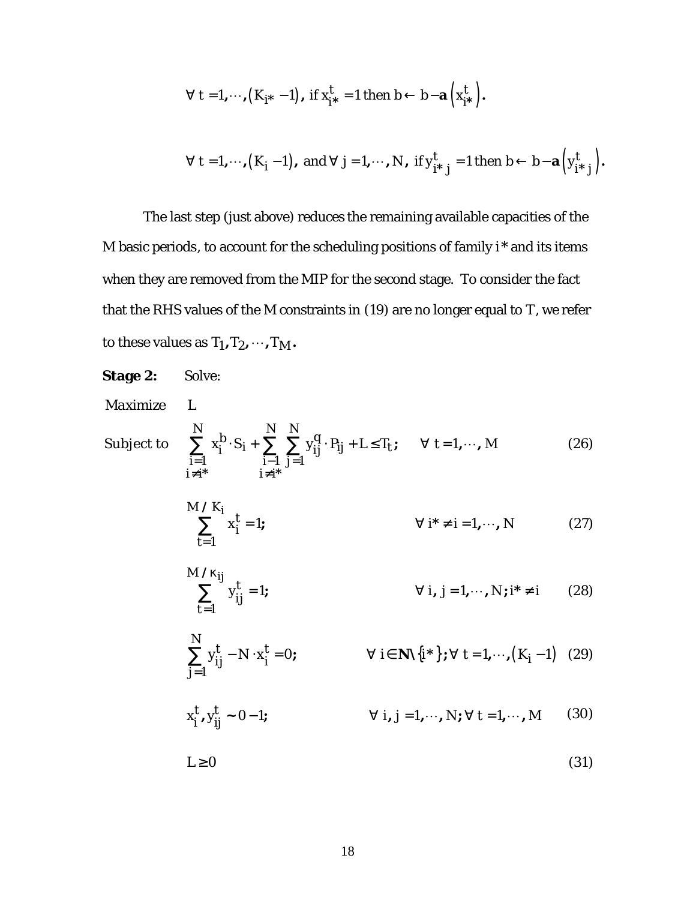$$\forall\ t = 1, \cdots, (K_{i*} - 1),\ \text{if}\ x_{i*}^{t} = 1\ \text{then}\ b \leftarrow b - \mathbf{a}\left(x_{i*}^{t}\right).$$

$$\forall\ t = 1, \cdots, (K_{i} - 1),\ \text{and}\ \forall\ j = 1, \cdots, N,\ \text{if}\ y_{i*j}^{t} = 1\ \text{then}\ b \leftarrow b - \mathbf{a}\left(y_{i*j}^{t}\right).$$

The last step (just above) reduces the remaining available capacities of the M basic periods, to account for the scheduling positions of family $i*$ and its items when they are removed from the MIP for the second stage. To consider the fact that the RHS values of the M constraints in (19) are no longer equal to T, we refer to these values as $T_1, T_2, \cdots, T_M$.

**Stage 2:** Solve:

Maximize $\quad L$

Subject to

$$\sum_{\substack{i=1 \\ i \neq i*}}^{N} x_i^{b} \cdot S_i + \sum_{\substack{i-1 \\ i \neq i*}}^{N} \sum_{j=1}^{N} y_{ij}^{q} \cdot P_{ij} + L \leq T_t; \qquad \forall\ t = 1, \cdots, M \tag{26}$$

$$\sum_{t=1}^{M / K_i} x_i^{t} = 1; \qquad \forall\ i* \neq i = 1, \cdots, N \tag{27}$$

$$\sum_{t=1}^{M / \kappa_{ij}} y_{ij}^{t} = 1; \qquad \forall\ i, j = 1, \cdots, N;\ i* \neq i \tag{28}$$

$$\sum_{j=1}^{N} y_{ij}^{t} - N \cdot x_i^{t} = 0; \qquad \forall\ i \in \mathbf{N} \setminus \{i*\};\ \forall\ t = 1, \cdots, (K_i - 1) \tag{29}$$

$$x_i^{t}, y_{ij}^{t} \sim 0 - 1; \qquad \forall\ i, j = 1, \cdots, N;\ \forall\ t = 1, \cdots, M \tag{30}$$

$$L \geq 0 \tag{31}$$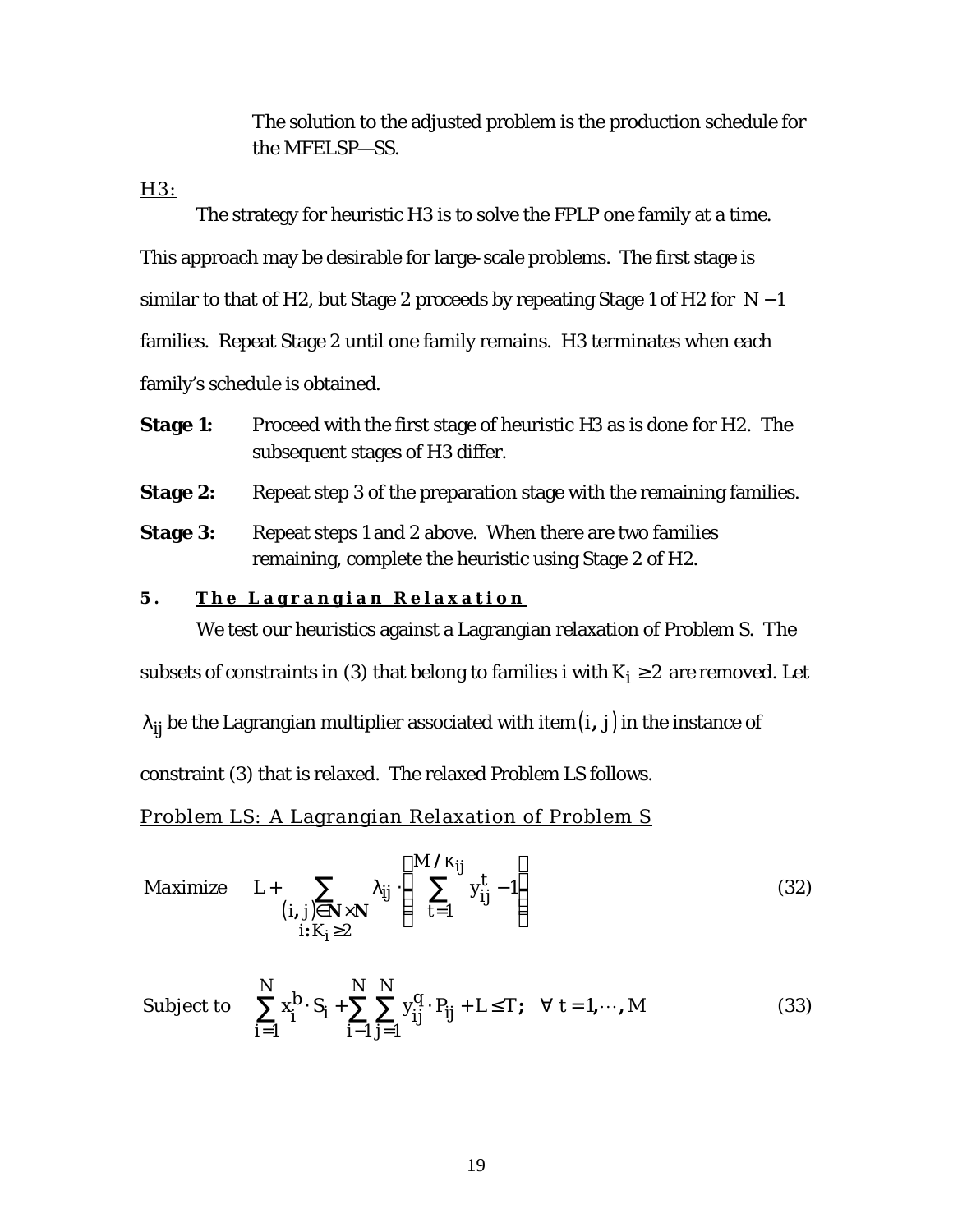The solution to the adjusted problem is the production schedule for the MFELSP—SS.

H3:

The strategy for heuristic H3 is to solve the FPLP one family at a time. This approach may be desirable for large-scale problems. The first stage is similar to that of H2, but Stage 2 proceeds by repeating Stage 1 of H2 for $N-1$ families. Repeat Stage 2 until one family remains. H3 terminates when each family's schedule is obtained.

**Stage 1:** Proceed with the first stage of heuristic H3 as is done for H2. The subsequent stages of H3 differ.

**Stage 2:** Repeat step 3 of the preparation stage with the remaining families.

**Stage 3:** Repeat steps 1 and 2 above. When there are two families remaining, complete the heuristic using Stage 2 of H2.

## 5. The Lagrangian Relaxation

We test our heuristics against a Lagrangian relaxation of Problem S. The subsets of constraints in (3) that belong to families i with $K_i \geq 2$ are removed. Let $\lambda_{ij}$ be the Lagrangian multiplier associated with item $(i, j)$ in the instance of constraint (3) that is relaxed. The relaxed Problem LS follows.

Problem LS: A Lagrangian Relaxation of Problem S

$$\text{Maximize} \quad L + \sum_{\substack{(i,j)\in \mathbf{N}\times\mathbf{N} \\ i: K_i \geq 2}} \lambda_{ij} \cdot \left( \sum_{t=1}^{M/\kappa_{ij}} y_{ij}^{t} - 1 \right) \tag{32}$$

$$\text{Subject to} \quad \sum_{i=1}^{N} x_i^{b} \cdot S_i + \sum_{i-1}^{N} \sum_{j=1}^{N} y_{ij}^{q} \cdot P_{ij} + L \leq T; \quad \forall\ t = 1, \cdots, M \tag{33}$$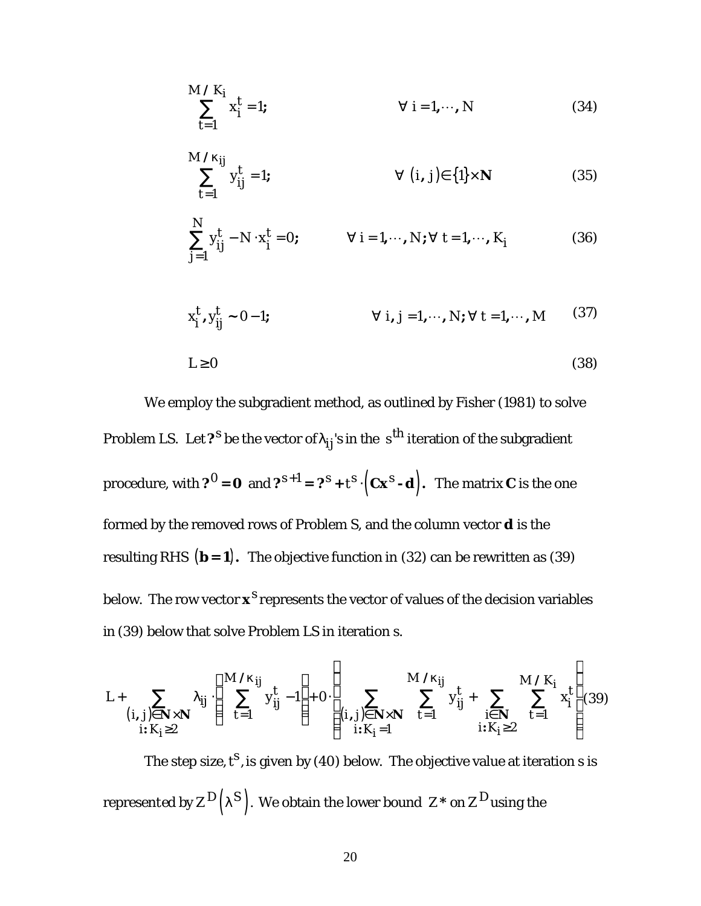$$\sum_{t=1}^{M/K_i} x_i^t = 1; \qquad \forall\ i = 1, \cdots, N \tag{34}$$

$$\sum_{t=1}^{M/\kappa_{ij}} y_{ij}^t = 1; \qquad \forall\ (i, j) \in \{1\} \times \mathbf{N} \tag{35}$$

$$\sum_{j=1}^{N} y_{ij}^t - N \cdot x_i^t = 0; \qquad \forall\ i = 1, \cdots, N; \forall\ t = 1, \cdots, K_i \tag{36}$$

$$x_i^t, y_{ij}^t \sim 0 - 1; \qquad \forall\ i, j = 1, \cdots, N; \forall\ t = 1, \cdots, M \tag{37}$$

$$L \geq 0 \tag{38}$$

We employ the subgradient method, as outlined by Fisher (1981) to solve Problem LS. Let $?^s$ be the vector of $\lambda_{ij}$'s in the $s^{th}$ iteration of the subgradient procedure, with $?^0 = \mathbf{0}$ and $?^{s+1} = ?^s + t^s \cdot \left(\mathbf{Cx}^s - \mathbf{d}\right)$. The matrix $\mathbf{C}$ is the one formed by the removed rows of Problem S, and the column vector $\mathbf{d}$ is the resulting RHS $(\mathbf{b} = \mathbf{1})$. The objective function in (32) can be rewritten as (39) below. The row vector $\mathbf{x}^s$ represents the vector of values of the decision variables in (39) below that solve Problem LS in iteration s.

$$L + \sum_{\substack{(i,j) \in \mathbf{N} \times \mathbf{N} \\ i: K_i \geq 2}} \lambda_{ij} \cdot \left( \sum_{t=1}^{M/\kappa_{ij}} y_{ij}^t - 1 \right) + 0 \cdot \left( \sum_{\substack{(i,j) \in \mathbf{N} \times \mathbf{N} \\ i: K_i = 1}} \sum_{t=1}^{M/\kappa_{ij}} y_{ij}^t + \sum_{\substack{i \in \mathbf{N} \\ i: K_i \geq 2}} \sum_{t=1}^{M/K_i} x_i^t \right) \tag{39}$$

The step size, $t^s$, is given by (40) below. The objective value at iteration s is represented by $Z^D\left(\lambda^S\right)$. We obtain the lower bound $Z^*$ on $Z^D$ using the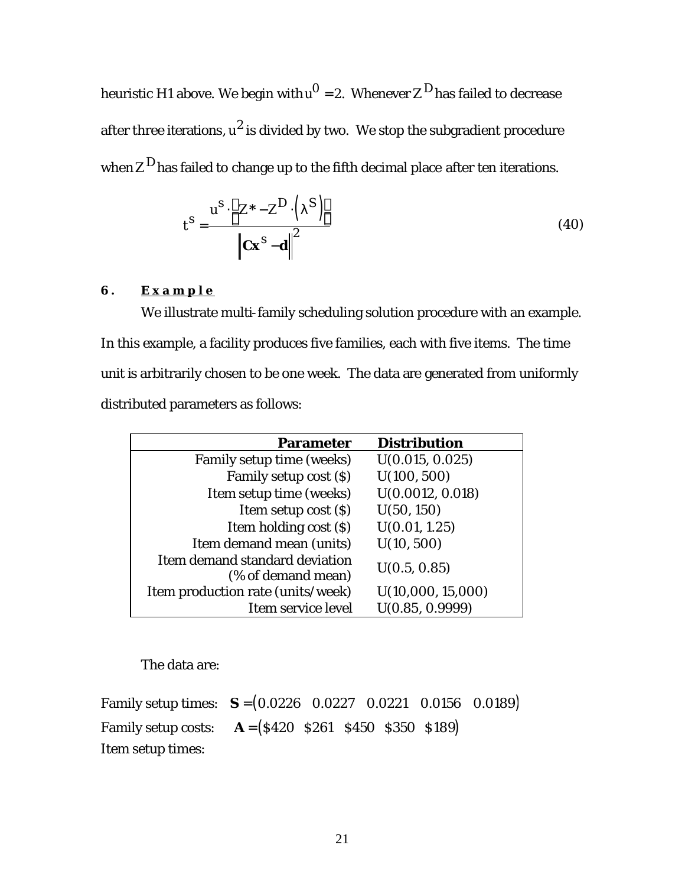heuristic H1 above. We begin with $u^0 = 2$. Whenever $Z^D$ has failed to decrease after three iterations, $u^2$ is divided by two. We stop the subgradient procedure when $Z^D$ has failed to change up to the fifth decimal place after ten iterations.

$$t^s = \frac{u^s \cdot \left[Z^* - Z^D \cdot \left(\lambda^s\right)\right]}{\left\|\mathbf{Cx}^s - \mathbf{d}\right\|^2} \tag{40}$$

## 6. Example

We illustrate multi-family scheduling solution procedure with an example. In this example, a facility produces five families, each with five items. The time unit is arbitrarily chosen to be one week. The data are generated from uniformly distributed parameters as follows:

| Parameter | Distribution |
|---:|---|
| Family setup time (weeks) | U(0.015, 0.025) |
| Family setup cost ($) | U(100, 500) |
| Item setup time (weeks) | U(0.0012, 0.018) |
| Item setup cost ($) | U(50, 150) |
| Item holding cost ($) | U(0.01, 1.25) |
| Item demand mean (units) | U(10, 500) |
| Item demand standard deviation (% of demand mean) | U(0.5, 0.85) |
| Item production rate (units/week) | U(10,000, 15,000) |
| Item service level | U(0.85, 0.9999) |

The data are:

Family setup times: $\mathbf{S} = \begin{pmatrix} 0.0226 & 0.0227 & 0.0221 & 0.0156 & 0.0189 \end{pmatrix}$

Family setup costs: $\mathbf{A} = \begin{pmatrix} \$420 & \$261 & \$450 & \$350 & \$189 \end{pmatrix}$

Item setup times: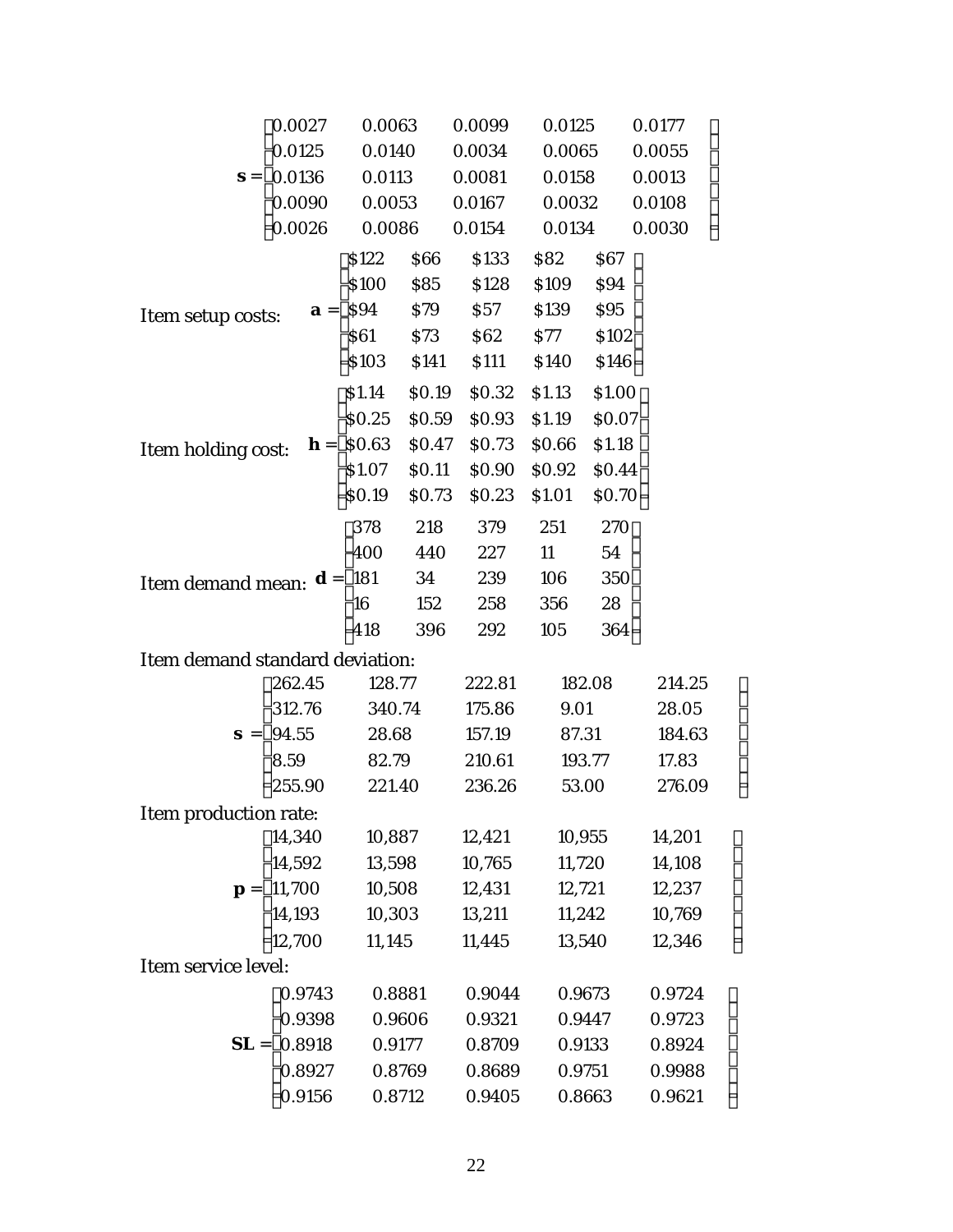$$\mathbf{s} = \begin{bmatrix} 0.0027 & 0.0063 & 0.0099 & 0.0125 & 0.0177 \\ 0.0125 & 0.0140 & 0.0034 & 0.0065 & 0.0055 \\ 0.0136 & 0.0113 & 0.0081 & 0.0158 & 0.0013 \\ 0.0090 & 0.0053 & 0.0167 & 0.0032 & 0.0108 \\ 0.0026 & 0.0086 & 0.0154 & 0.0134 & 0.0030 \end{bmatrix}$$

Item setup costs: $$\mathbf{a} = \begin{bmatrix} \$122 & \$66 & \$133 & \$82 & \$67 \\ \$100 & \$85 & \$128 & \$109 & \$94 \\ \$94 & \$79 & \$57 & \$139 & \$95 \\ \$61 & \$73 & \$62 & \$77 & \$102 \\ \$103 & \$141 & \$111 & \$140 & \$146 \end{bmatrix}$$

Item holding cost: $$\mathbf{h} = \begin{bmatrix} \$1.14 & \$0.19 & \$0.32 & \$1.13 & \$1.00 \\ \$0.25 & \$0.59 & \$0.93 & \$1.19 & \$0.07 \\ \$0.63 & \$0.47 & \$0.73 & \$0.66 & \$1.18 \\ \$1.07 & \$0.11 & \$0.90 & \$0.92 & \$0.44 \\ \$0.19 & \$0.73 & \$0.23 & \$1.01 & \$0.70 \end{bmatrix}$$

Item demand mean: $$\mathbf{d} = \begin{bmatrix} 378 & 218 & 379 & 251 & 270 \\ 400 & 440 & 227 & 11 & 54 \\ 181 & 34 & 239 & 106 & 350 \\ 16 & 152 & 258 & 356 & 28 \\ 418 & 396 & 292 & 105 & 364 \end{bmatrix}$$

Item demand standard deviation:

$$\mathbf{s} = \begin{bmatrix} 262.45 & 128.77 & 222.81 & 182.08 & 214.25 \\ 312.76 & 340.74 & 175.86 & 9.01 & 28.05 \\ 94.55 & 28.68 & 157.19 & 87.31 & 184.63 \\ 8.59 & 82.79 & 210.61 & 193.77 & 17.83 \\ 255.90 & 221.40 & 236.26 & 53.00 & 276.09 \end{bmatrix}$$

Item production rate:

$$\mathbf{p} = \begin{bmatrix} 14{,}340 & 10{,}887 & 12{,}421 & 10{,}955 & 14{,}201 \\ 14{,}592 & 13{,}598 & 10{,}765 & 11{,}720 & 14{,}108 \\ 11{,}700 & 10{,}508 & 12{,}431 & 12{,}721 & 12{,}237 \\ 14{,}193 & 10{,}303 & 13{,}211 & 11{,}242 & 10{,}769 \\ 12{,}700 & 11{,}145 & 11{,}445 & 13{,}540 & 12{,}346 \end{bmatrix}$$

Item service level:

$$\mathbf{SL} = \begin{bmatrix} 0.9743 & 0.8881 & 0.9044 & 0.9673 & 0.9724 \\ 0.9398 & 0.9606 & 0.9321 & 0.9447 & 0.9723 \\ 0.8918 & 0.9177 & 0.8709 & 0.9133 & 0.8924 \\ 0.8927 & 0.8769 & 0.8689 & 0.9751 & 0.9988 \\ 0.9156 & 0.8712 & 0.9405 & 0.8663 & 0.9621 \end{bmatrix}$$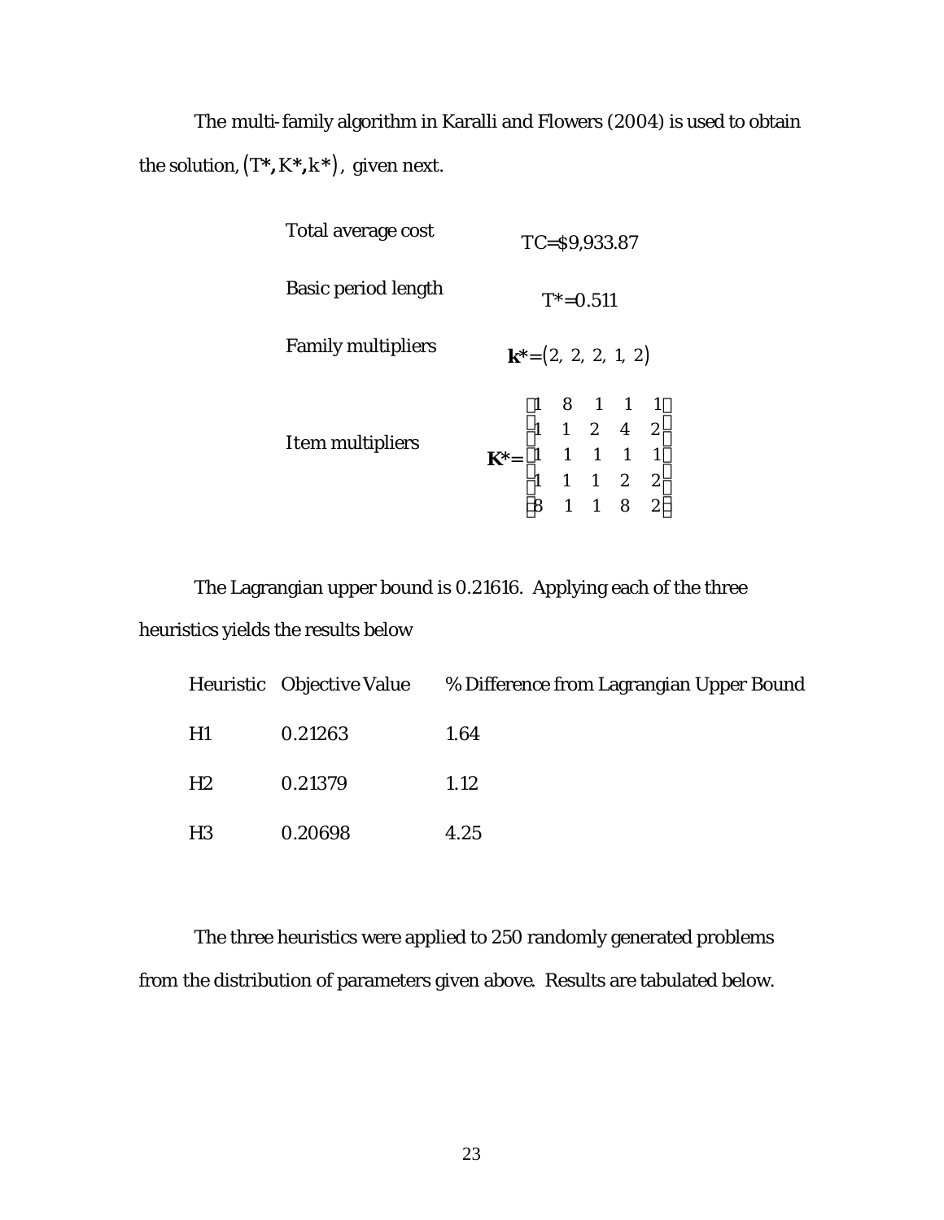The multi-family algorithm in Karalli and Flowers (2004) is used to obtain the solution, $(T^*, K^*, k^*)$, given next.

| | |
|---|---|
| Total average cost | TC=\$9,933.87 |
| Basic period length | $T^*=0.511$ |
| Family multipliers | $\mathbf{k}^*=(2,\ 2,\ 2,\ 1,\ 2)$ |
| Item multipliers | $\mathbf{K}^*=\begin{bmatrix} 1 & 8 & 1 & 1 & 1 \\ 1 & 1 & 2 & 4 & 2 \\ 1 & 1 & 1 & 1 & 1 \\ 1 & 1 & 1 & 2 & 2 \\ 8 & 1 & 1 & 8 & 2 \end{bmatrix}$ |

The Lagrangian upper bound is 0.21616. Applying each of the three heuristics yields the results below

| Heuristic | Objective Value | % Difference from Lagrangian Upper Bound |
|---|---|---|
| H1 | 0.21263 | 1.64 |
| H2 | 0.21379 | 1.12 |
| H3 | 0.20698 | 4.25 |

The three heuristics were applied to 250 randomly generated problems from the distribution of parameters given above. Results are tabulated below.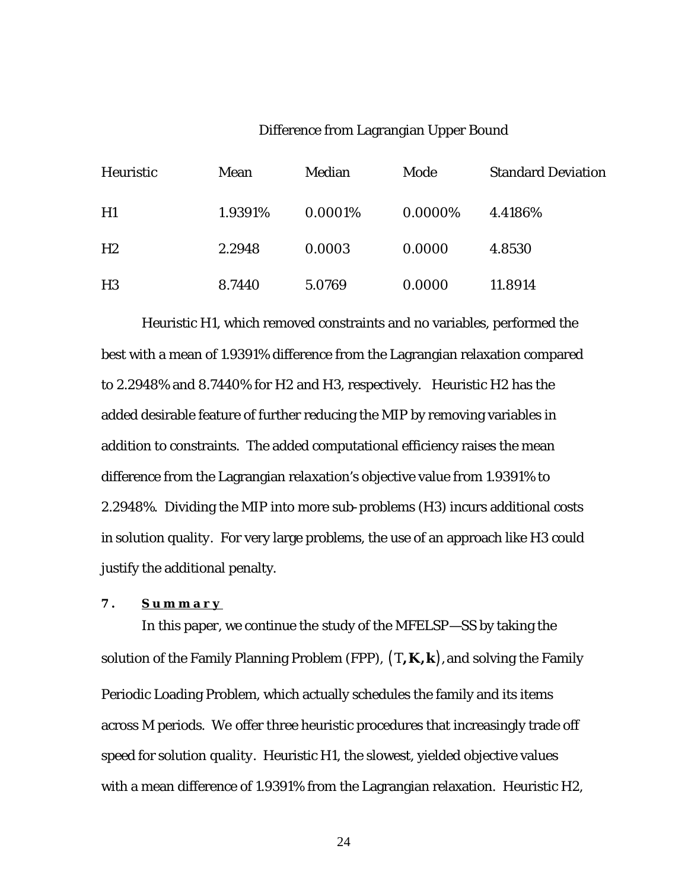Difference from Lagrangian Upper Bound

| Heuristic | Mean | Median | Mode | Standard Deviation |
|---|---|---|---|---|
| H1 | 1.9391% | 0.0001% | 0.0000% | 4.4186% |
| H2 | 2.2948 | 0.0003 | 0.0000 | 4.8530 |
| H3 | 8.7440 | 5.0769 | 0.0000 | 11.8914 |

Heuristic H1, which removed constraints and no variables, performed the best with a mean of 1.9391% difference from the Lagrangian relaxation compared to 2.2948% and 8.7440% for H2 and H3, respectively. Heuristic H2 has the added desirable feature of further reducing the MIP by removing variables in addition to constraints. The added computational efficiency raises the mean difference from the Lagrangian relaxation's objective value from 1.9391% to 2.2948%. Dividing the MIP into more sub-problems (H3) incurs additional costs in solution quality. For very large problems, the use of an approach like H3 could justify the additional penalty.

## 7. Summary

In this paper, we continue the study of the MFELSP—SS by taking the solution of the Family Planning Problem (FPP), $(T, \mathbf{K}, \mathbf{k})$, and solving the Family Periodic Loading Problem, which actually schedules the family and its items across M periods. We offer three heuristic procedures that increasingly trade off speed for solution quality. Heuristic H1, the slowest, yielded objective values with a mean difference of 1.9391% from the Lagrangian relaxation. Heuristic H2,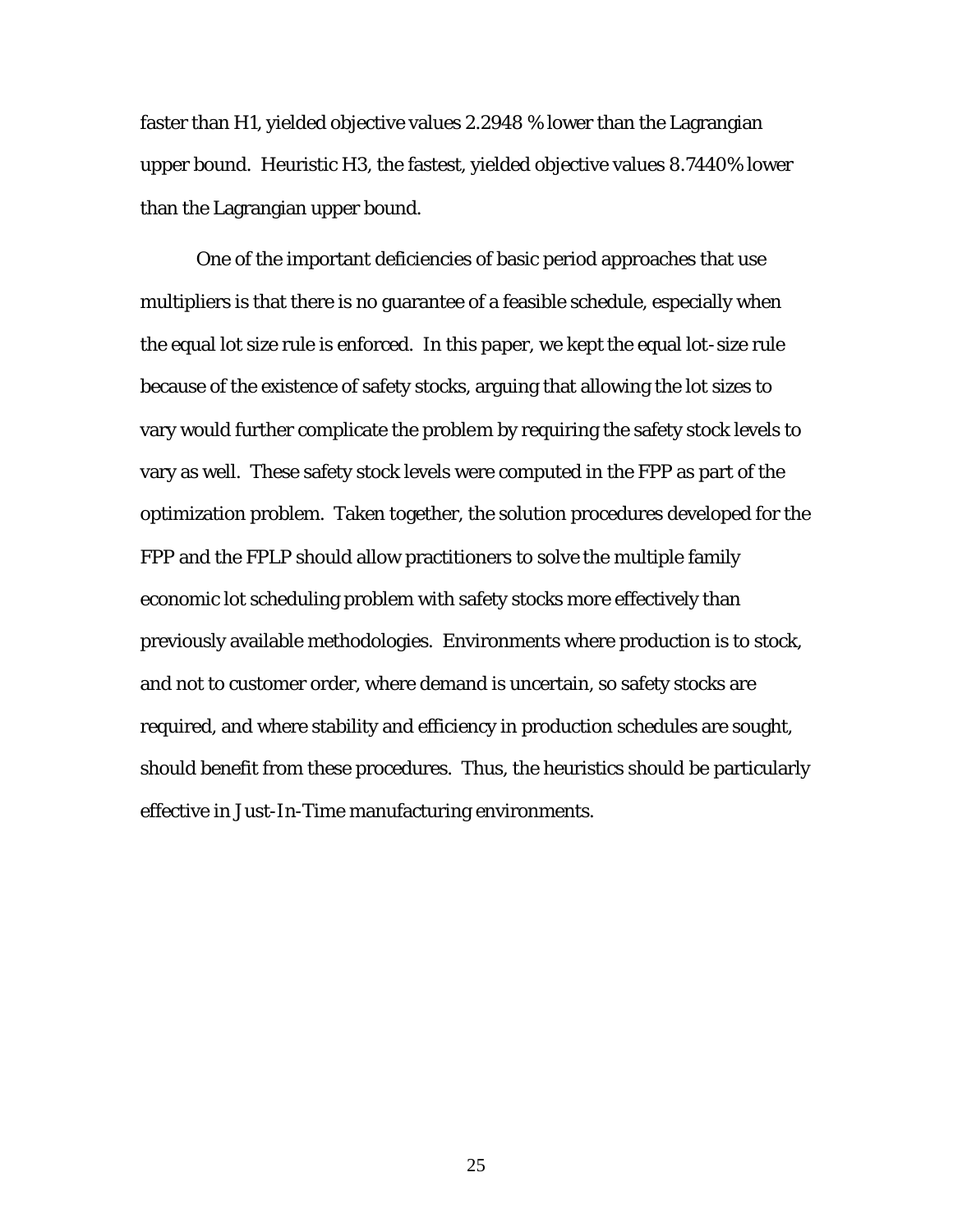faster than H1, yielded objective values 2.2948 % lower than the Lagrangian upper bound. Heuristic H3, the fastest, yielded objective values 8.7440% lower than the Lagrangian upper bound.

One of the important deficiencies of basic period approaches that use multipliers is that there is no guarantee of a feasible schedule, especially when the equal lot size rule is enforced. In this paper, we kept the equal lot-size rule because of the existence of safety stocks, arguing that allowing the lot sizes to vary would further complicate the problem by requiring the safety stock levels to vary as well. These safety stock levels were computed in the FPP as part of the optimization problem. Taken together, the solution procedures developed for the FPP and the FPLP should allow practitioners to solve the multiple family economic lot scheduling problem with safety stocks more effectively than previously available methodologies. Environments where production is to stock, and not to customer order, where demand is uncertain, so safety stocks are required, and where stability and efficiency in production schedules are sought, should benefit from these procedures. Thus, the heuristics should be particularly effective in Just-In-Time manufacturing environments.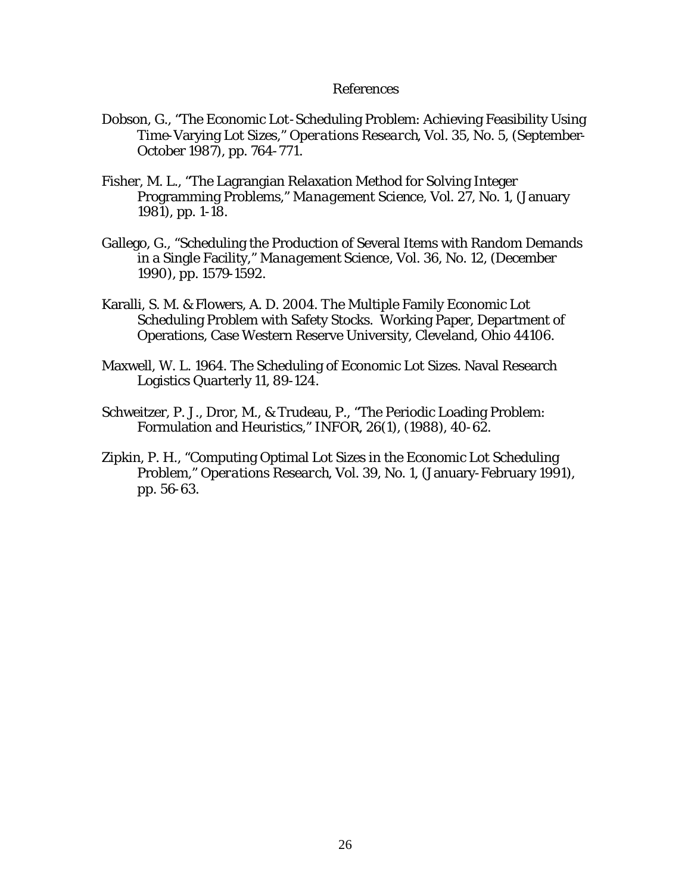# References

Dobson, G., "The Economic Lot-Scheduling Problem: Achieving Feasibility Using Time-Varying Lot Sizes," *Operations Research*, Vol. 35, No. 5, (September-October 1987), pp. 764-771.

Fisher, M. L., "The Lagrangian Relaxation Method for Solving Integer Programming Problems," *Management Science*, Vol. 27, No. 1, (January 1981), pp. 1-18.

Gallego, G., "Scheduling the Production of Several Items with Random Demands in a Single Facility," *Management Science*, Vol. 36, No. 12, (December 1990), pp. 1579-1592.

Karalli, S. M. & Flowers, A. D. 2004. The Multiple Family Economic Lot Scheduling Problem with Safety Stocks. Working Paper, Department of Operations, Case Western Reserve University, Cleveland, Ohio 44106.

Maxwell, W. L. 1964. The Scheduling of Economic Lot Sizes. Naval Research Logistics Quarterly 11, 89-124.

Schweitzer, P. J., Dror, M., & Trudeau, P., "The Periodic Loading Problem: Formulation and Heuristics," INFOR, 26(1), (1988), 40-62.

Zipkin, P. H., "Computing Optimal Lot Sizes in the Economic Lot Scheduling Problem," *Operations Research*, Vol. 39, No. 1, (January-February 1991), pp. 56-63.